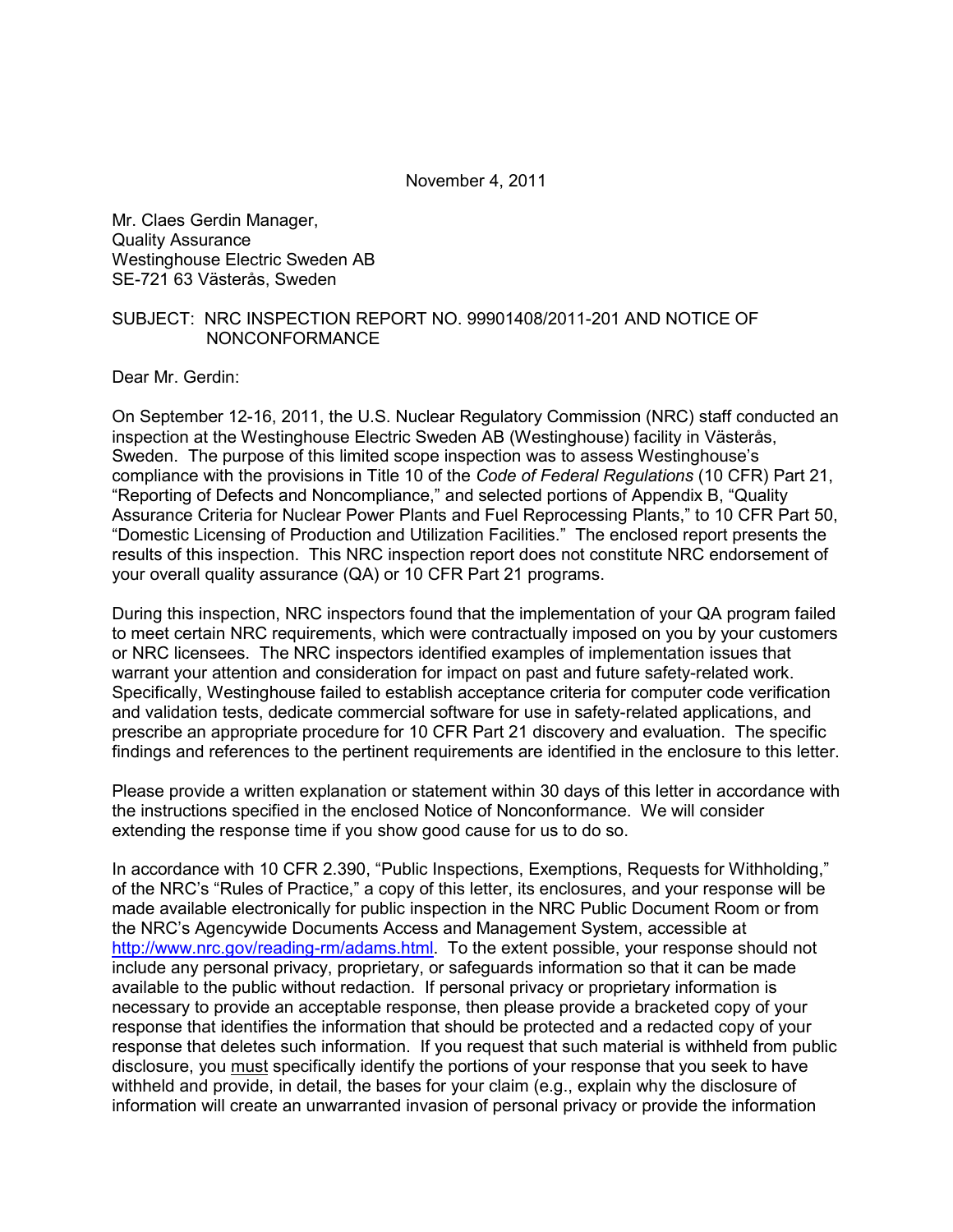November 4, 2011

Mr. Claes Gerdin Manager,  
Quality Assurance  
Westinghouse Electric Sweden AB  
SE-721 63 Västerås, Sweden

SUBJECT: NRC INSPECTION REPORT NO. 99901408/2011-201 AND NOTICE OF NONCONFORMANCE

Dear Mr. Gerdin:

On September 12-16, 2011, the U.S. Nuclear Regulatory Commission (NRC) staff conducted an inspection at the Westinghouse Electric Sweden AB (Westinghouse) facility in Västerås, Sweden. The purpose of this limited scope inspection was to assess Westinghouse's compliance with the provisions in Title 10 of the *Code of Federal Regulations* (10 CFR) Part 21, "Reporting of Defects and Noncompliance," and selected portions of Appendix B, "Quality Assurance Criteria for Nuclear Power Plants and Fuel Reprocessing Plants," to 10 CFR Part 50, "Domestic Licensing of Production and Utilization Facilities." The enclosed report presents the results of this inspection. This NRC inspection report does not constitute NRC endorsement of your overall quality assurance (QA) or 10 CFR Part 21 programs.

During this inspection, NRC inspectors found that the implementation of your QA program failed to meet certain NRC requirements, which were contractually imposed on you by your customers or NRC licensees. The NRC inspectors identified examples of implementation issues that warrant your attention and consideration for impact on past and future safety-related work. Specifically, Westinghouse failed to establish acceptance criteria for computer code verification and validation tests, dedicate commercial software for use in safety-related applications, and prescribe an appropriate procedure for 10 CFR Part 21 discovery and evaluation. The specific findings and references to the pertinent requirements are identified in the enclosure to this letter.

Please provide a written explanation or statement within 30 days of this letter in accordance with the instructions specified in the enclosed Notice of Nonconformance. We will consider extending the response time if you show good cause for us to do so.

In accordance with 10 CFR 2.390, "Public Inspections, Exemptions, Requests for Withholding," of the NRC's "Rules of Practice," a copy of this letter, its enclosures, and your response will be made available electronically for public inspection in the NRC Public Document Room or from the NRC's Agencywide Documents Access and Management System, accessible at http://www.nrc.gov/reading-rm/adams.html. To the extent possible, your response should not include any personal privacy, proprietary, or safeguards information so that it can be made available to the public without redaction. If personal privacy or proprietary information is necessary to provide an acceptable response, then please provide a bracketed copy of your response that identifies the information that should be protected and a redacted copy of your response that deletes such information. If you request that such material is withheld from public disclosure, you must specifically identify the portions of your response that you seek to have withheld and provide, in detail, the bases for your claim (e.g., explain why the disclosure of information will create an unwarranted invasion of personal privacy or provide the information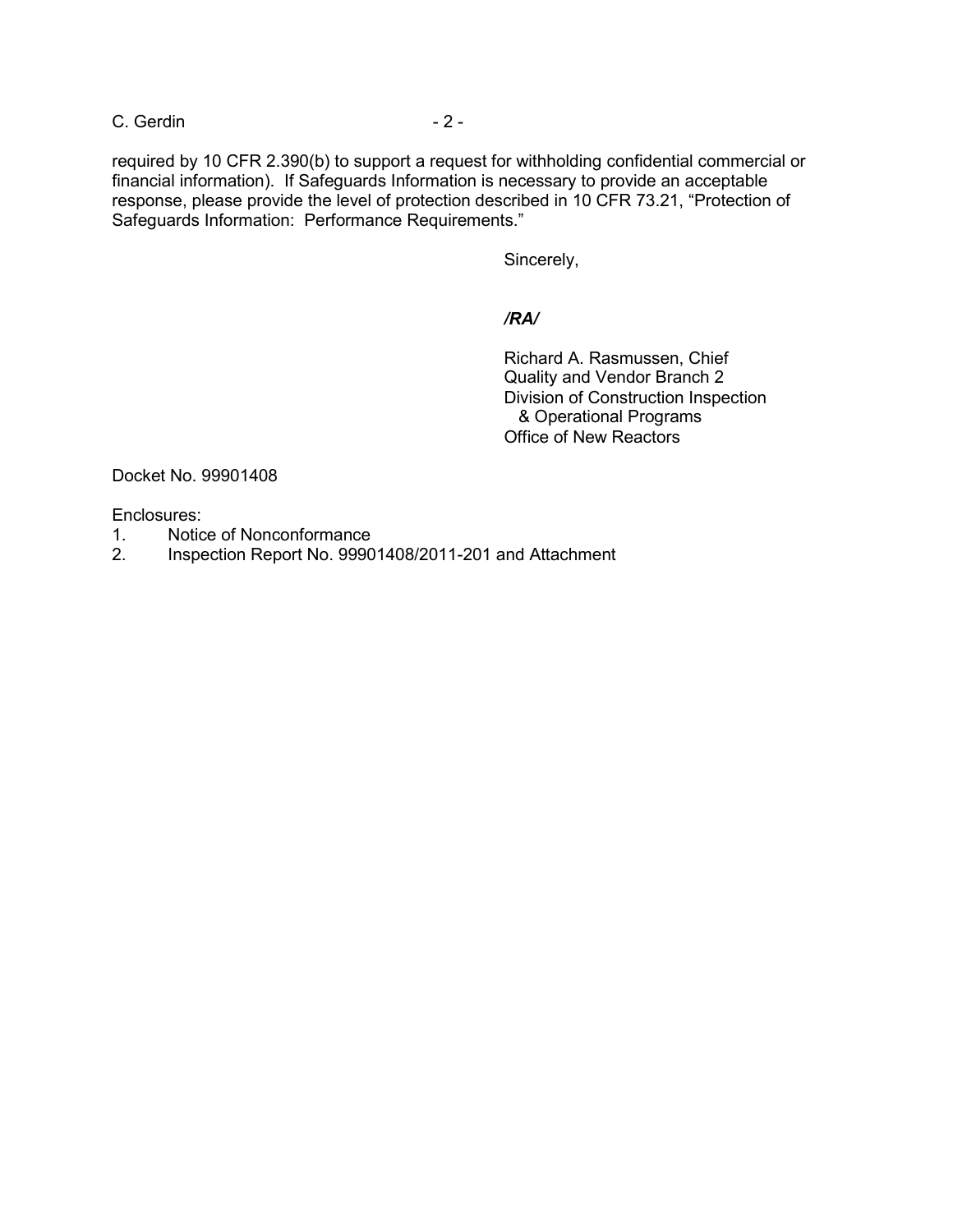required by 10 CFR 2.390(b) to support a request for withholding confidential commercial or financial information). If Safeguards Information is necessary to provide an acceptable response, please provide the level of protection described in 10 CFR 73.21, "Protection of Safeguards Information: Performance Requirements."

Sincerely,

*/RA/*

Richard A. Rasmussen, Chief
Quality and Vendor Branch 2
Division of Construction Inspection
& Operational Programs
Office of New Reactors

Docket No. 99901408

Enclosures:
1. Notice of Nonconformance
2. Inspection Report No. 99901408/2011-201 and Attachment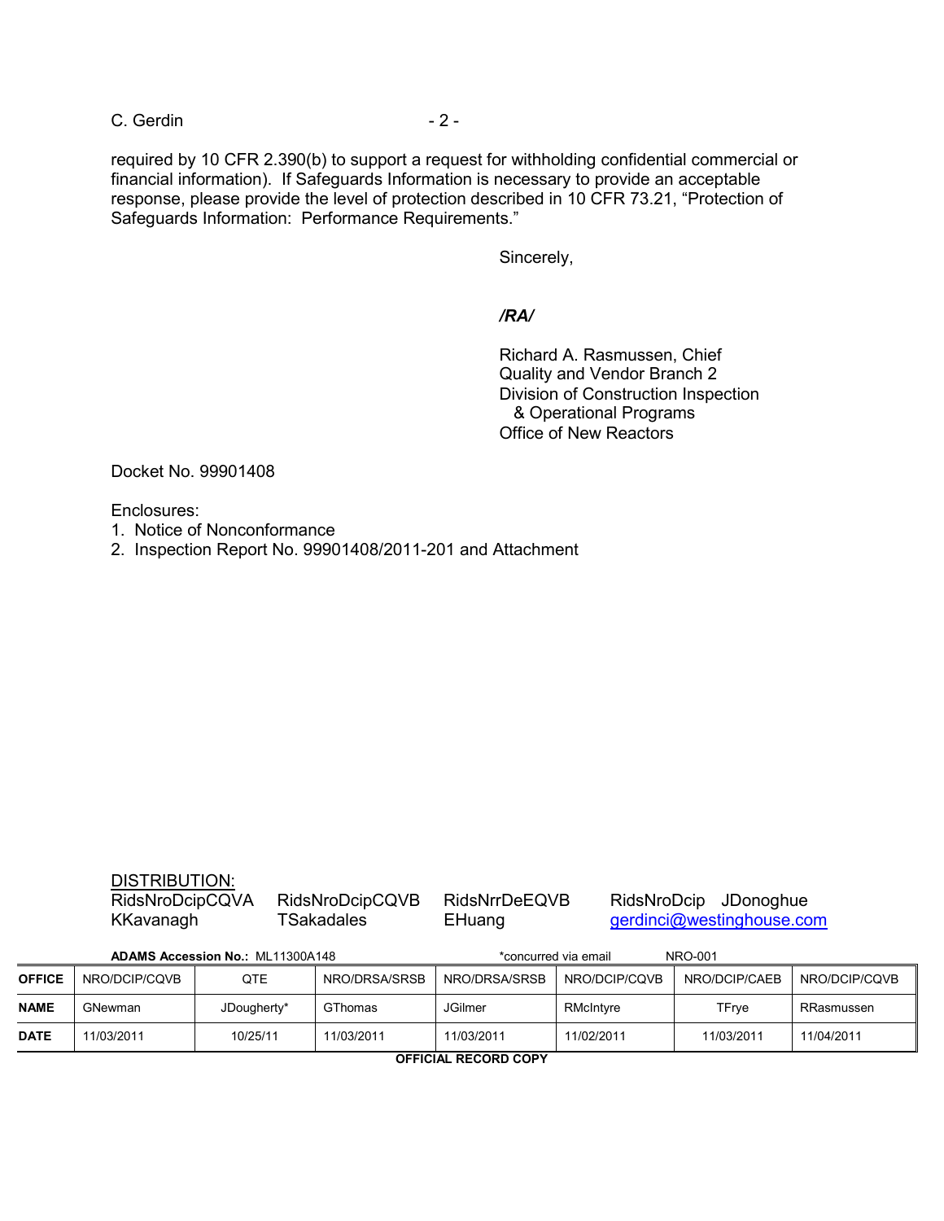required by 10 CFR 2.390(b) to support a request for withholding confidential commercial or financial information). If Safeguards Information is necessary to provide an acceptable response, please provide the level of protection described in 10 CFR 73.21, "Protection of Safeguards Information: Performance Requirements."

Sincerely,

*/RA/*

Richard A. Rasmussen, Chief
Quality and Vendor Branch 2
Division of Construction Inspection
& Operational Programs
Office of New Reactors

Docket No. 99901408

Enclosures:
1. Notice of Nonconformance
2. Inspection Report No. 99901408/2011-201 and Attachment

DISTRIBUTION:
RidsNroDcipCQVA RidsNroDcipCQVB RidsNrrDeEQVB RidsNroDcip JDonoghue
KKavanagh TSakadales EHuang gerdinci@westinghouse.com

**ADAMS Accession No.:** ML11300A148 *concurred via email NRO-001

| **OFFICE** | NRO/DCIP/CQVB | QTE | NRO/DRSA/SRSB | NRO/DRSA/SRSB | NRO/DCIP/CQVB | NRO/DCIP/CAEB | NRO/DCIP/CQVB |
|---|---|---|---|---|---|---|---|
| **NAME** | GNewman | JDougherty* | GThomas | JGilmer | RMcIntyre | TFrye | RRasmussen |
| **DATE** | 11/03/2011 | 10/25/11 | 11/03/2011 | 11/03/2011 | 11/02/2011 | 11/03/2011 | 11/04/2011 |

**OFFICIAL RECORD COPY**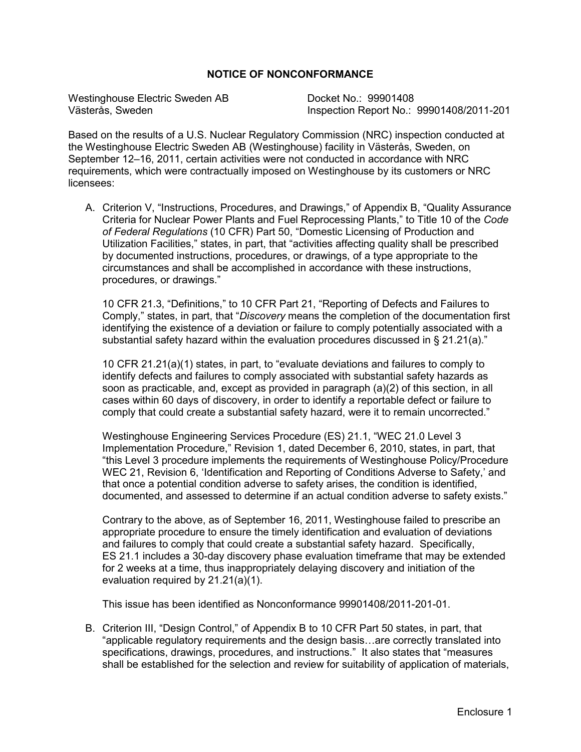## NOTICE OF NONCONFORMANCE

Westinghouse Electric Sweden AB
Västerås, Sweden

Docket No.: 99901408
Inspection Report No.: 99901408/2011-201

Based on the results of a U.S. Nuclear Regulatory Commission (NRC) inspection conducted at the Westinghouse Electric Sweden AB (Westinghouse) facility in Västerås, Sweden, on September 12–16, 2011, certain activities were not conducted in accordance with NRC requirements, which were contractually imposed on Westinghouse by its customers or NRC licensees:

A. Criterion V, "Instructions, Procedures, and Drawings," of Appendix B, "Quality Assurance Criteria for Nuclear Power Plants and Fuel Reprocessing Plants," to Title 10 of the *Code of Federal Regulations* (10 CFR) Part 50, "Domestic Licensing of Production and Utilization Facilities," states, in part, that "activities affecting quality shall be prescribed by documented instructions, procedures, or drawings, of a type appropriate to the circumstances and shall be accomplished in accordance with these instructions, procedures, or drawings."

   10 CFR 21.3, "Definitions," to 10 CFR Part 21, "Reporting of Defects and Failures to Comply," states, in part, that "*Discovery* means the completion of the documentation first identifying the existence of a deviation or failure to comply potentially associated with a substantial safety hazard within the evaluation procedures discussed in § 21.21(a)."

   10 CFR 21.21(a)(1) states, in part, to "evaluate deviations and failures to comply to identify defects and failures to comply associated with substantial safety hazards as soon as practicable, and, except as provided in paragraph (a)(2) of this section, in all cases within 60 days of discovery, in order to identify a reportable defect or failure to comply that could create a substantial safety hazard, were it to remain uncorrected."

   Westinghouse Engineering Services Procedure (ES) 21.1, "WEC 21.0 Level 3 Implementation Procedure," Revision 1, dated December 6, 2010, states, in part, that "this Level 3 procedure implements the requirements of Westinghouse Policy/Procedure WEC 21, Revision 6, 'Identification and Reporting of Conditions Adverse to Safety,' and that once a potential condition adverse to safety arises, the condition is identified, documented, and assessed to determine if an actual condition adverse to safety exists."

   Contrary to the above, as of September 16, 2011, Westinghouse failed to prescribe an appropriate procedure to ensure the timely identification and evaluation of deviations and failures to comply that could create a substantial safety hazard. Specifically, ES 21.1 includes a 30-day discovery phase evaluation timeframe that may be extended for 2 weeks at a time, thus inappropriately delaying discovery and initiation of the evaluation required by 21.21(a)(1).

   This issue has been identified as Nonconformance 99901408/2011-201-01.

B. Criterion III, "Design Control," of Appendix B to 10 CFR Part 50 states, in part, that "applicable regulatory requirements and the design basis…are correctly translated into specifications, drawings, procedures, and instructions." It also states that "measures shall be established for the selection and review for suitability of application of materials,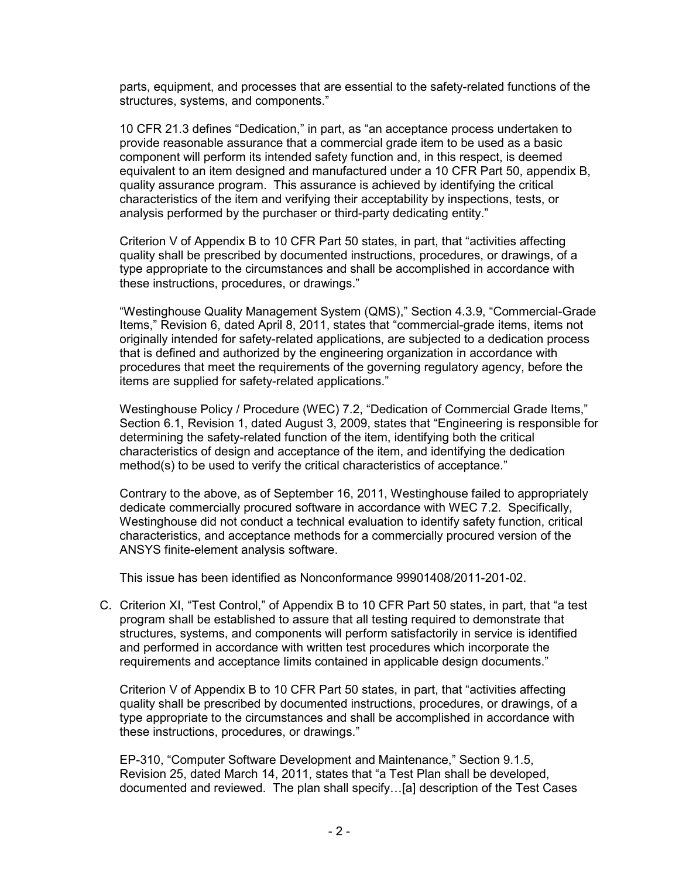parts, equipment, and processes that are essential to the safety-related functions of the structures, systems, and components."

10 CFR 21.3 defines "Dedication," in part, as "an acceptance process undertaken to provide reasonable assurance that a commercial grade item to be used as a basic component will perform its intended safety function and, in this respect, is deemed equivalent to an item designed and manufactured under a 10 CFR Part 50, appendix B, quality assurance program. This assurance is achieved by identifying the critical characteristics of the item and verifying their acceptability by inspections, tests, or analysis performed by the purchaser or third-party dedicating entity."

Criterion V of Appendix B to 10 CFR Part 50 states, in part, that "activities affecting quality shall be prescribed by documented instructions, procedures, or drawings, of a type appropriate to the circumstances and shall be accomplished in accordance with these instructions, procedures, or drawings."

"Westinghouse Quality Management System (QMS)," Section 4.3.9, "Commercial-Grade Items," Revision 6, dated April 8, 2011, states that "commercial-grade items, items not originally intended for safety-related applications, are subjected to a dedication process that is defined and authorized by the engineering organization in accordance with procedures that meet the requirements of the governing regulatory agency, before the items are supplied for safety-related applications."

Westinghouse Policy / Procedure (WEC) 7.2, "Dedication of Commercial Grade Items," Section 6.1, Revision 1, dated August 3, 2009, states that "Engineering is responsible for determining the safety-related function of the item, identifying both the critical characteristics of design and acceptance of the item, and identifying the dedication method(s) to be used to verify the critical characteristics of acceptance."

Contrary to the above, as of September 16, 2011, Westinghouse failed to appropriately dedicate commercially procured software in accordance with WEC 7.2. Specifically, Westinghouse did not conduct a technical evaluation to identify safety function, critical characteristics, and acceptance methods for a commercially procured version of the ANSYS finite-element analysis software.

This issue has been identified as Nonconformance 99901408/2011-201-02.

C. Criterion XI, "Test Control," of Appendix B to 10 CFR Part 50 states, in part, that "a test program shall be established to assure that all testing required to demonstrate that structures, systems, and components will perform satisfactorily in service is identified and performed in accordance with written test procedures which incorporate the requirements and acceptance limits contained in applicable design documents."

   Criterion V of Appendix B to 10 CFR Part 50 states, in part, that "activities affecting quality shall be prescribed by documented instructions, procedures, or drawings, of a type appropriate to the circumstances and shall be accomplished in accordance with these instructions, procedures, or drawings."

   EP-310, "Computer Software Development and Maintenance," Section 9.1.5, Revision 25, dated March 14, 2011, states that "a Test Plan shall be developed, documented and reviewed. The plan shall specify…[a] description of the Test Cases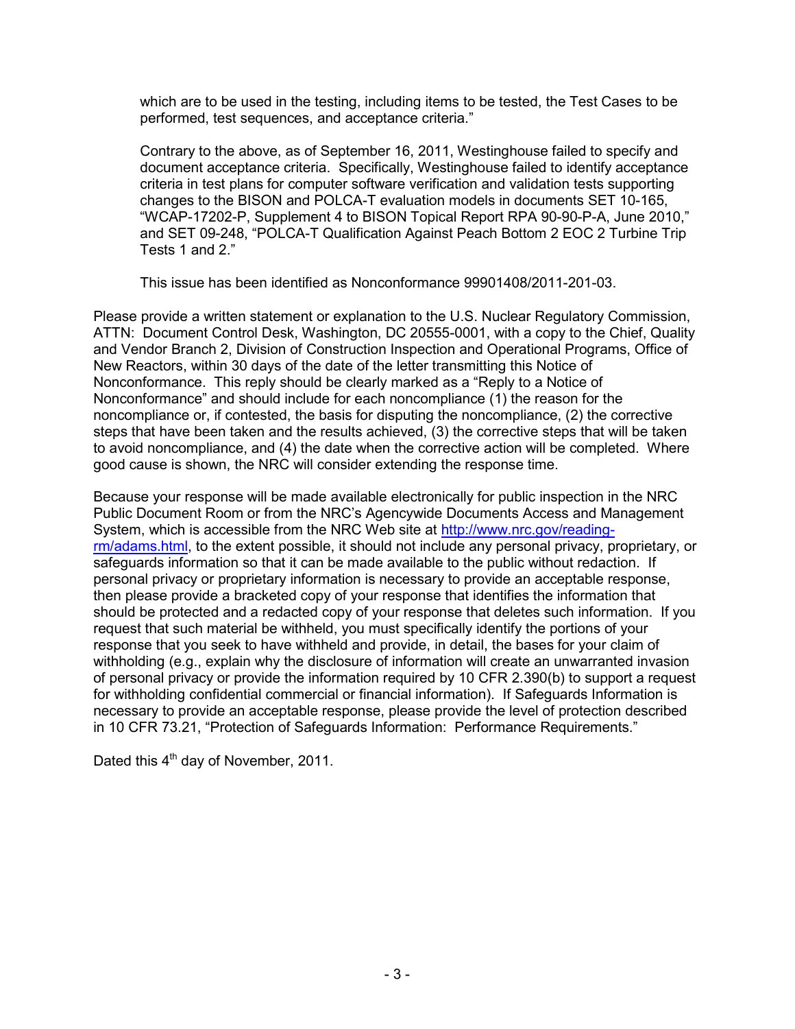which are to be used in the testing, including items to be tested, the Test Cases to be performed, test sequences, and acceptance criteria."

Contrary to the above, as of September 16, 2011, Westinghouse failed to specify and document acceptance criteria. Specifically, Westinghouse failed to identify acceptance criteria in test plans for computer software verification and validation tests supporting changes to the BISON and POLCA-T evaluation models in documents SET 10-165, "WCAP-17202-P, Supplement 4 to BISON Topical Report RPA 90-90-P-A, June 2010," and SET 09-248, "POLCA-T Qualification Against Peach Bottom 2 EOC 2 Turbine Trip Tests 1 and 2."

This issue has been identified as Nonconformance 99901408/2011-201-03.

Please provide a written statement or explanation to the U.S. Nuclear Regulatory Commission, ATTN: Document Control Desk, Washington, DC 20555-0001, with a copy to the Chief, Quality and Vendor Branch 2, Division of Construction Inspection and Operational Programs, Office of New Reactors, within 30 days of the date of the letter transmitting this Notice of Nonconformance. This reply should be clearly marked as a "Reply to a Notice of Nonconformance" and should include for each noncompliance (1) the reason for the noncompliance or, if contested, the basis for disputing the noncompliance, (2) the corrective steps that have been taken and the results achieved, (3) the corrective steps that will be taken to avoid noncompliance, and (4) the date when the corrective action will be completed. Where good cause is shown, the NRC will consider extending the response time.

Because your response will be made available electronically for public inspection in the NRC Public Document Room or from the NRC's Agencywide Documents Access and Management System, which is accessible from the NRC Web site at http://www.nrc.gov/reading-rm/adams.html, to the extent possible, it should not include any personal privacy, proprietary, or safeguards information so that it can be made available to the public without redaction. If personal privacy or proprietary information is necessary to provide an acceptable response, then please provide a bracketed copy of your response that identifies the information that should be protected and a redacted copy of your response that deletes such information. If you request that such material be withheld, you must specifically identify the portions of your response that you seek to have withheld and provide, in detail, the bases for your claim of withholding (e.g., explain why the disclosure of information will create an unwarranted invasion of personal privacy or provide the information required by 10 CFR 2.390(b) to support a request for withholding confidential commercial or financial information). If Safeguards Information is necessary to provide an acceptable response, please provide the level of protection described in 10 CFR 73.21, "Protection of Safeguards Information: Performance Requirements."

Dated this 4th day of November, 2011.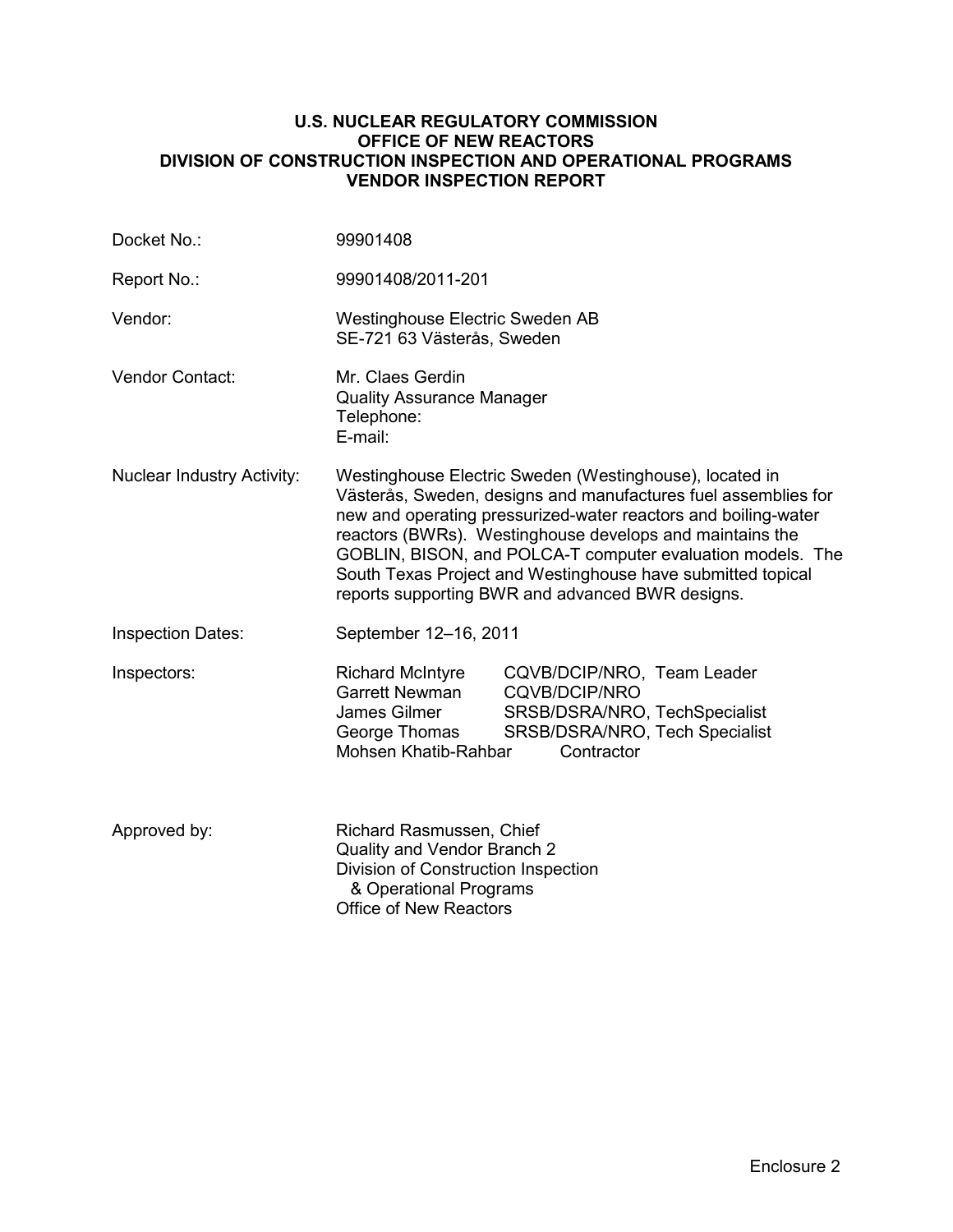**U.S. NUCLEAR REGULATORY COMMISSION**
**OFFICE OF NEW REACTORS**
**DIVISION OF CONSTRUCTION INSPECTION AND OPERATIONAL PROGRAMS**
**VENDOR INSPECTION REPORT**

| | |
|---|---|
| Docket No.: | 99901408 |
| Report No.: | 99901408/2011-201 |
| Vendor: | Westinghouse Electric Sweden AB<br>SE-721 63 Västerås, Sweden |
| Vendor Contact: | Mr. Claes Gerdin<br>Quality Assurance Manager<br>Telephone:<br>E-mail: |
| Nuclear Industry Activity: | Westinghouse Electric Sweden (Westinghouse), located in Västerås, Sweden, designs and manufactures fuel assemblies for new and operating pressurized-water reactors and boiling-water reactors (BWRs). Westinghouse develops and maintains the GOBLIN, BISON, and POLCA-T computer evaluation models. The South Texas Project and Westinghouse have submitted topical reports supporting BWR and advanced BWR designs. |
| Inspection Dates: | September 12–16, 2011 |
| Inspectors: | Richard McIntyre CQVB/DCIP/NRO, Team Leader<br>Garrett Newman CQVB/DCIP/NRO<br>James Gilmer SRSB/DSRA/NRO, TechSpecialist<br>George Thomas SRSB/DSRA/NRO, Tech Specialist<br>Mohsen Khatib-Rahbar Contractor |
| Approved by: | Richard Rasmussen, Chief<br>Quality and Vendor Branch 2<br>Division of Construction Inspection & Operational Programs<br>Office of New Reactors |

Enclosure 2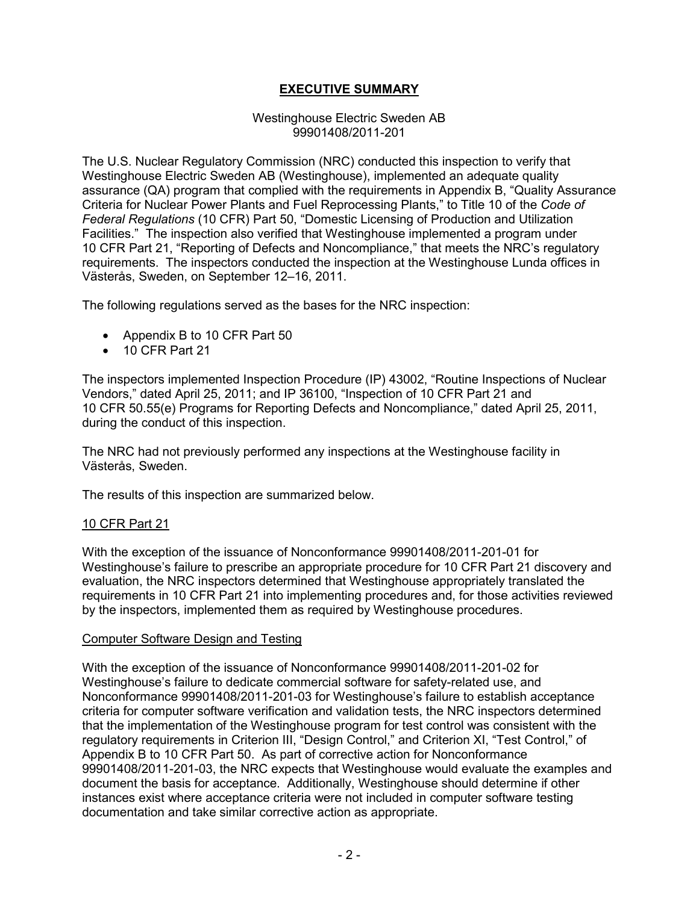# EXECUTIVE SUMMARY

Westinghouse Electric Sweden AB
99901408/2011-201

The U.S. Nuclear Regulatory Commission (NRC) conducted this inspection to verify that Westinghouse Electric Sweden AB (Westinghouse), implemented an adequate quality assurance (QA) program that complied with the requirements in Appendix B, "Quality Assurance Criteria for Nuclear Power Plants and Fuel Reprocessing Plants," to Title 10 of the *Code of Federal Regulations* (10 CFR) Part 50, "Domestic Licensing of Production and Utilization Facilities." The inspection also verified that Westinghouse implemented a program under 10 CFR Part 21, "Reporting of Defects and Noncompliance," that meets the NRC's regulatory requirements. The inspectors conducted the inspection at the Westinghouse Lunda offices in Västerås, Sweden, on September 12–16, 2011.

The following regulations served as the bases for the NRC inspection:

- Appendix B to 10 CFR Part 50
- 10 CFR Part 21

The inspectors implemented Inspection Procedure (IP) 43002, "Routine Inspections of Nuclear Vendors," dated April 25, 2011; and IP 36100, "Inspection of 10 CFR Part 21 and 10 CFR 50.55(e) Programs for Reporting Defects and Noncompliance," dated April 25, 2011, during the conduct of this inspection.

The NRC had not previously performed any inspections at the Westinghouse facility in Västerås, Sweden.

The results of this inspection are summarized below.

## 10 CFR Part 21

With the exception of the issuance of Nonconformance 99901408/2011-201-01 for Westinghouse's failure to prescribe an appropriate procedure for 10 CFR Part 21 discovery and evaluation, the NRC inspectors determined that Westinghouse appropriately translated the requirements in 10 CFR Part 21 into implementing procedures and, for those activities reviewed by the inspectors, implemented them as required by Westinghouse procedures.

## Computer Software Design and Testing

With the exception of the issuance of Nonconformance 99901408/2011-201-02 for Westinghouse's failure to dedicate commercial software for safety-related use, and Nonconformance 99901408/2011-201-03 for Westinghouse's failure to establish acceptance criteria for computer software verification and validation tests, the NRC inspectors determined that the implementation of the Westinghouse program for test control was consistent with the regulatory requirements in Criterion III, "Design Control," and Criterion XI, "Test Control," of Appendix B to 10 CFR Part 50. As part of corrective action for Nonconformance 99901408/2011-201-03, the NRC expects that Westinghouse would evaluate the examples and document the basis for acceptance. Additionally, Westinghouse should determine if other instances exist where acceptance criteria were not included in computer software testing documentation and take similar corrective action as appropriate.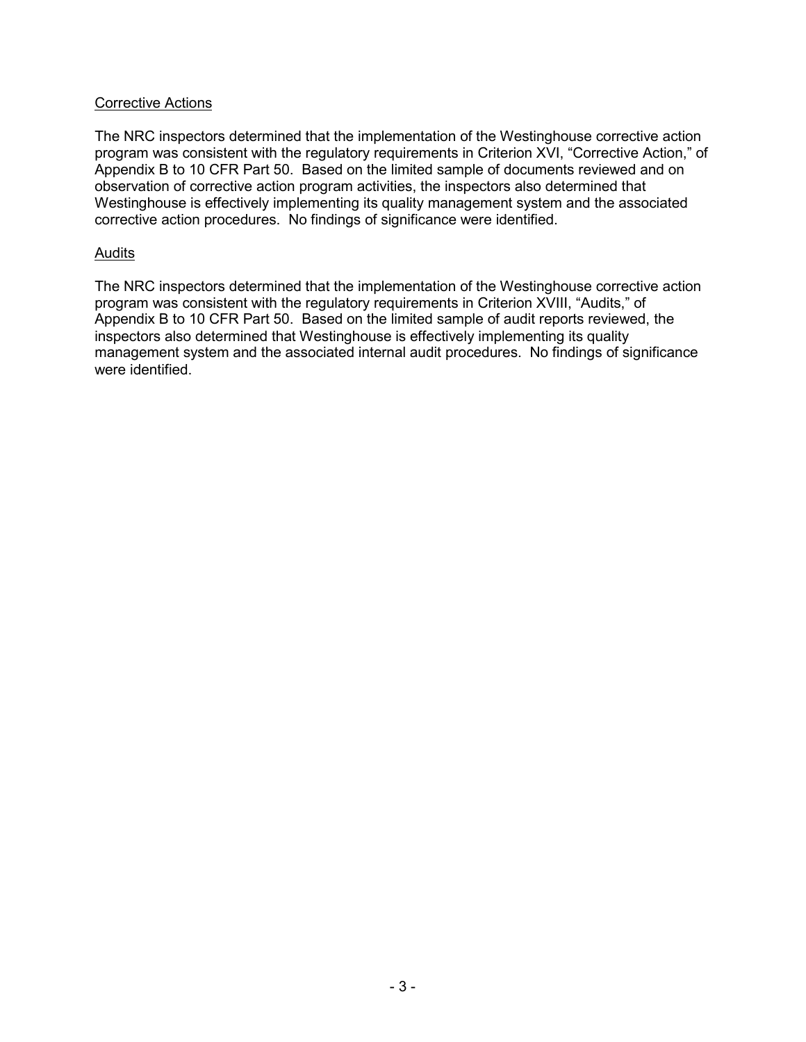Corrective Actions

The NRC inspectors determined that the implementation of the Westinghouse corrective action program was consistent with the regulatory requirements in Criterion XVI, "Corrective Action," of Appendix B to 10 CFR Part 50. Based on the limited sample of documents reviewed and on observation of corrective action program activities, the inspectors also determined that Westinghouse is effectively implementing its quality management system and the associated corrective action procedures. No findings of significance were identified.

Audits

The NRC inspectors determined that the implementation of the Westinghouse corrective action program was consistent with the regulatory requirements in Criterion XVIII, "Audits," of Appendix B to 10 CFR Part 50. Based on the limited sample of audit reports reviewed, the inspectors also determined that Westinghouse is effectively implementing its quality management system and the associated internal audit procedures. No findings of significance were identified.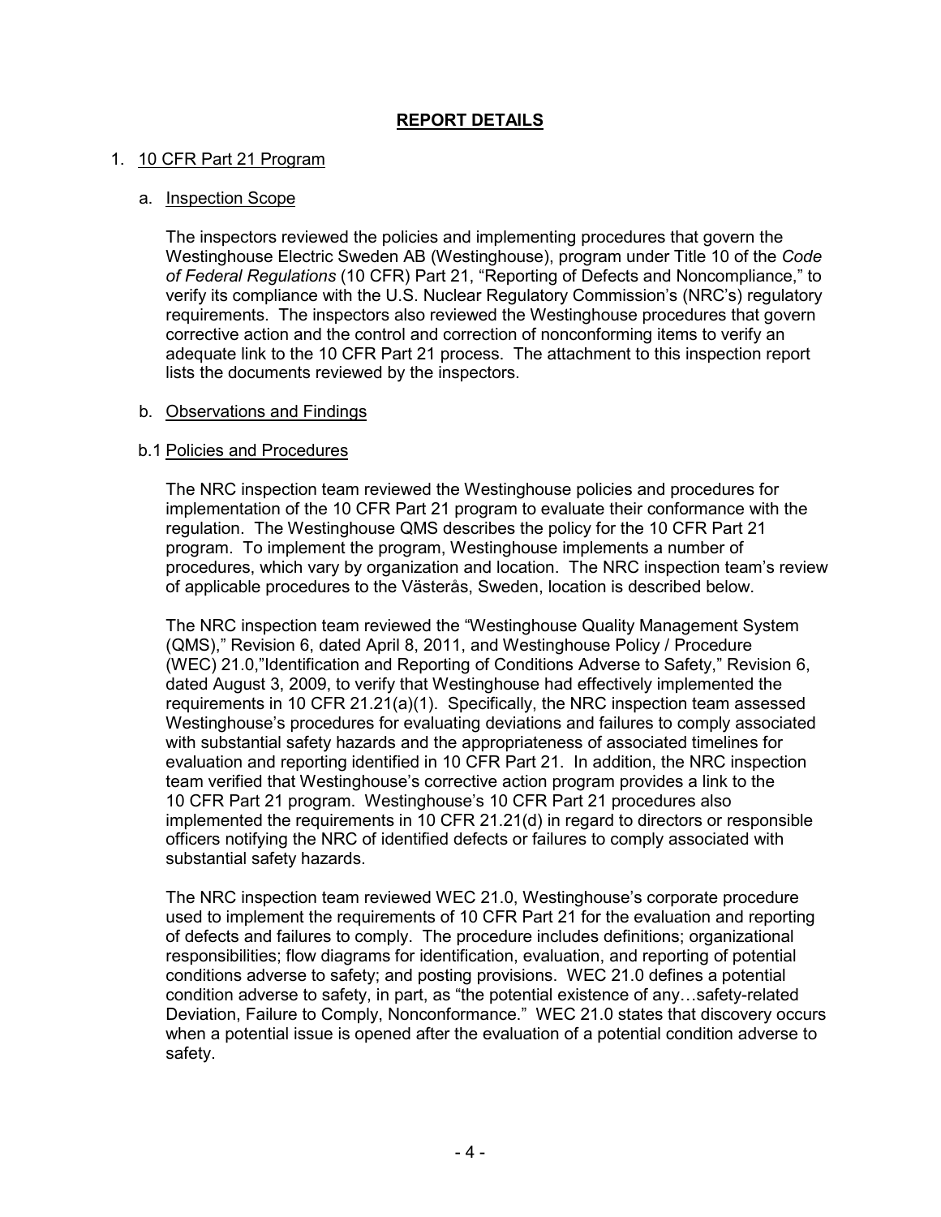# **REPORT DETAILS**

1. 10 CFR Part 21 Program

   a. Inspection Scope

   The inspectors reviewed the policies and implementing procedures that govern the Westinghouse Electric Sweden AB (Westinghouse), program under Title 10 of the *Code of Federal Regulations* (10 CFR) Part 21, "Reporting of Defects and Noncompliance," to verify its compliance with the U.S. Nuclear Regulatory Commission's (NRC's) regulatory requirements. The inspectors also reviewed the Westinghouse procedures that govern corrective action and the control and correction of nonconforming items to verify an adequate link to the 10 CFR Part 21 process. The attachment to this inspection report lists the documents reviewed by the inspectors.

   b. Observations and Findings

   b.1 Policies and Procedures

   The NRC inspection team reviewed the Westinghouse policies and procedures for implementation of the 10 CFR Part 21 program to evaluate their conformance with the regulation. The Westinghouse QMS describes the policy for the 10 CFR Part 21 program. To implement the program, Westinghouse implements a number of procedures, which vary by organization and location. The NRC inspection team's review of applicable procedures to the Västerås, Sweden, location is described below.

   The NRC inspection team reviewed the "Westinghouse Quality Management System (QMS)," Revision 6, dated April 8, 2011, and Westinghouse Policy / Procedure (WEC) 21.0,"Identification and Reporting of Conditions Adverse to Safety," Revision 6, dated August 3, 2009, to verify that Westinghouse had effectively implemented the requirements in 10 CFR 21.21(a)(1). Specifically, the NRC inspection team assessed Westinghouse's procedures for evaluating deviations and failures to comply associated with substantial safety hazards and the appropriateness of associated timelines for evaluation and reporting identified in 10 CFR Part 21. In addition, the NRC inspection team verified that Westinghouse's corrective action program provides a link to the 10 CFR Part 21 program. Westinghouse's 10 CFR Part 21 procedures also implemented the requirements in 10 CFR 21.21(d) in regard to directors or responsible officers notifying the NRC of identified defects or failures to comply associated with substantial safety hazards.

   The NRC inspection team reviewed WEC 21.0, Westinghouse's corporate procedure used to implement the requirements of 10 CFR Part 21 for the evaluation and reporting of defects and failures to comply. The procedure includes definitions; organizational responsibilities; flow diagrams for identification, evaluation, and reporting of potential conditions adverse to safety; and posting provisions. WEC 21.0 defines a potential condition adverse to safety, in part, as "the potential existence of any…safety-related Deviation, Failure to Comply, Nonconformance." WEC 21.0 states that discovery occurs when a potential issue is opened after the evaluation of a potential condition adverse to safety.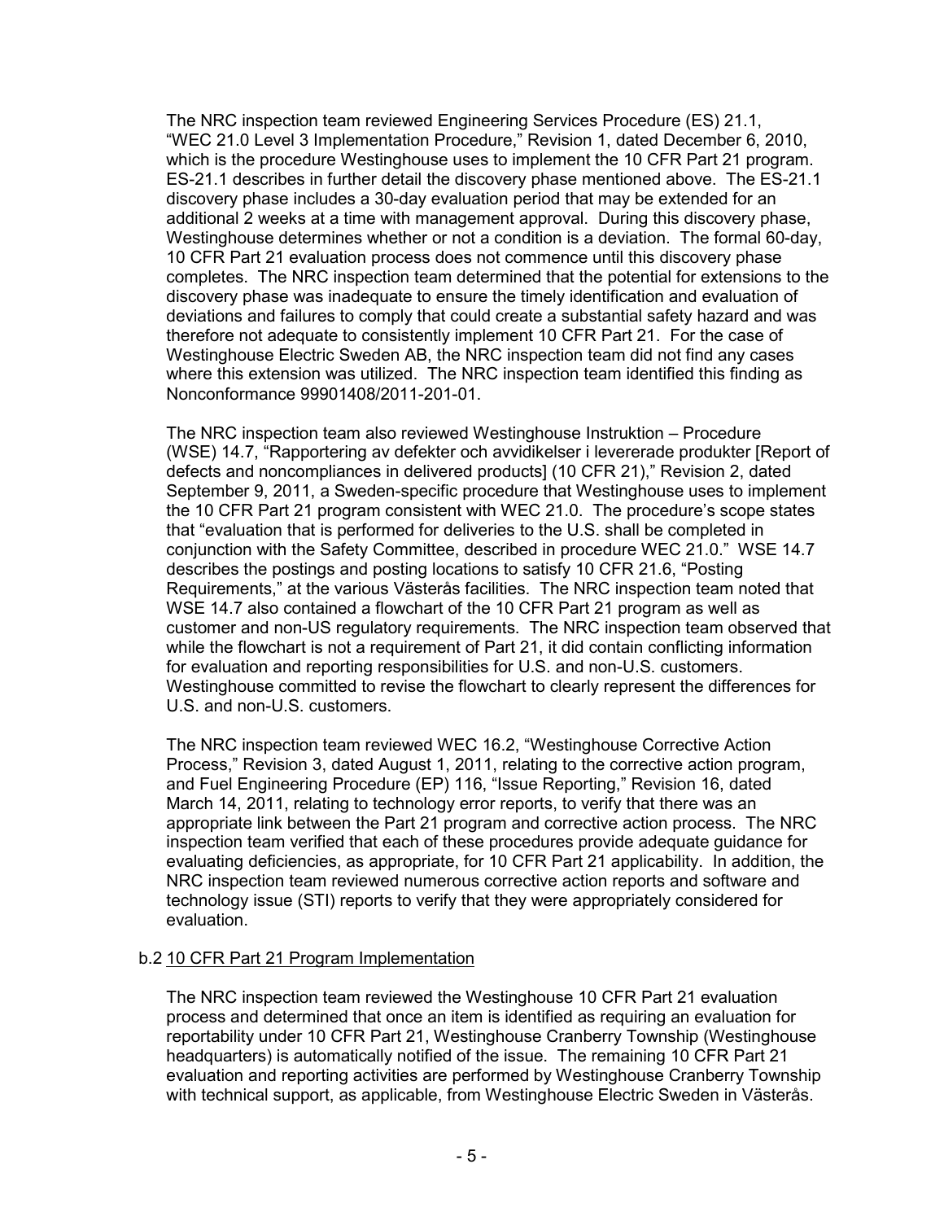The NRC inspection team reviewed Engineering Services Procedure (ES) 21.1, "WEC 21.0 Level 3 Implementation Procedure," Revision 1, dated December 6, 2010, which is the procedure Westinghouse uses to implement the 10 CFR Part 21 program. ES-21.1 describes in further detail the discovery phase mentioned above. The ES-21.1 discovery phase includes a 30-day evaluation period that may be extended for an additional 2 weeks at a time with management approval. During this discovery phase, Westinghouse determines whether or not a condition is a deviation. The formal 60-day, 10 CFR Part 21 evaluation process does not commence until this discovery phase completes. The NRC inspection team determined that the potential for extensions to the discovery phase was inadequate to ensure the timely identification and evaluation of deviations and failures to comply that could create a substantial safety hazard and was therefore not adequate to consistently implement 10 CFR Part 21. For the case of Westinghouse Electric Sweden AB, the NRC inspection team did not find any cases where this extension was utilized. The NRC inspection team identified this finding as Nonconformance 99901408/2011-201-01.

The NRC inspection team also reviewed Westinghouse Instruktion – Procedure (WSE) 14.7, "Rapportering av defekter och avvidikelser i levererade produkter [Report of defects and noncompliances in delivered products] (10 CFR 21)," Revision 2, dated September 9, 2011, a Sweden-specific procedure that Westinghouse uses to implement the 10 CFR Part 21 program consistent with WEC 21.0. The procedure's scope states that "evaluation that is performed for deliveries to the U.S. shall be completed in conjunction with the Safety Committee, described in procedure WEC 21.0." WSE 14.7 describes the postings and posting locations to satisfy 10 CFR 21.6, "Posting Requirements," at the various Västerås facilities. The NRC inspection team noted that WSE 14.7 also contained a flowchart of the 10 CFR Part 21 program as well as customer and non-US regulatory requirements. The NRC inspection team observed that while the flowchart is not a requirement of Part 21, it did contain conflicting information for evaluation and reporting responsibilities for U.S. and non-U.S. customers. Westinghouse committed to revise the flowchart to clearly represent the differences for U.S. and non-U.S. customers.

The NRC inspection team reviewed WEC 16.2, "Westinghouse Corrective Action Process," Revision 3, dated August 1, 2011, relating to the corrective action program, and Fuel Engineering Procedure (EP) 116, "Issue Reporting," Revision 16, dated March 14, 2011, relating to technology error reports, to verify that there was an appropriate link between the Part 21 program and corrective action process. The NRC inspection team verified that each of these procedures provide adequate guidance for evaluating deficiencies, as appropriate, for 10 CFR Part 21 applicability. In addition, the NRC inspection team reviewed numerous corrective action reports and software and technology issue (STI) reports to verify that they were appropriately considered for evaluation.

b.2 10 CFR Part 21 Program Implementation

The NRC inspection team reviewed the Westinghouse 10 CFR Part 21 evaluation process and determined that once an item is identified as requiring an evaluation for reportability under 10 CFR Part 21, Westinghouse Cranberry Township (Westinghouse headquarters) is automatically notified of the issue. The remaining 10 CFR Part 21 evaluation and reporting activities are performed by Westinghouse Cranberry Township with technical support, as applicable, from Westinghouse Electric Sweden in Västerås.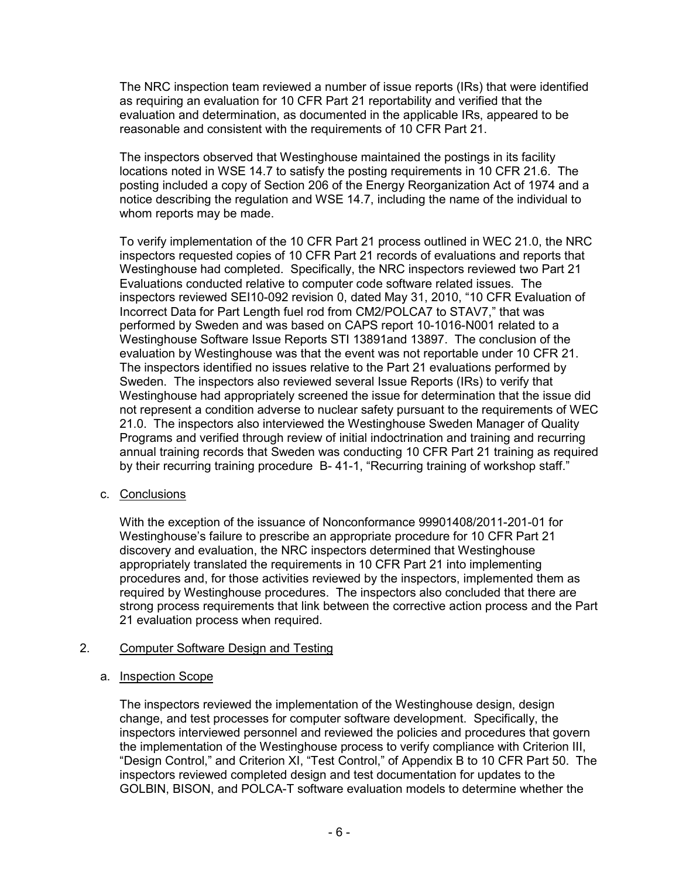The NRC inspection team reviewed a number of issue reports (IRs) that were identified as requiring an evaluation for 10 CFR Part 21 reportability and verified that the evaluation and determination, as documented in the applicable IRs, appeared to be reasonable and consistent with the requirements of 10 CFR Part 21.

The inspectors observed that Westinghouse maintained the postings in its facility locations noted in WSE 14.7 to satisfy the posting requirements in 10 CFR 21.6. The posting included a copy of Section 206 of the Energy Reorganization Act of 1974 and a notice describing the regulation and WSE 14.7, including the name of the individual to whom reports may be made.

To verify implementation of the 10 CFR Part 21 process outlined in WEC 21.0, the NRC inspectors requested copies of 10 CFR Part 21 records of evaluations and reports that Westinghouse had completed. Specifically, the NRC inspectors reviewed two Part 21 Evaluations conducted relative to computer code software related issues. The inspectors reviewed SEI10-092 revision 0, dated May 31, 2010, "10 CFR Evaluation of Incorrect Data for Part Length fuel rod from CM2/POLCA7 to STAV7," that was performed by Sweden and was based on CAPS report 10-1016-N001 related to a Westinghouse Software Issue Reports STI 13891and 13897. The conclusion of the evaluation by Westinghouse was that the event was not reportable under 10 CFR 21. The inspectors identified no issues relative to the Part 21 evaluations performed by Sweden. The inspectors also reviewed several Issue Reports (IRs) to verify that Westinghouse had appropriately screened the issue for determination that the issue did not represent a condition adverse to nuclear safety pursuant to the requirements of WEC 21.0. The inspectors also interviewed the Westinghouse Sweden Manager of Quality Programs and verified through review of initial indoctrination and training and recurring annual training records that Sweden was conducting 10 CFR Part 21 training as required by their recurring training procedure B- 41-1, "Recurring training of workshop staff."

c. Conclusions

With the exception of the issuance of Nonconformance 99901408/2011-201-01 for Westinghouse's failure to prescribe an appropriate procedure for 10 CFR Part 21 discovery and evaluation, the NRC inspectors determined that Westinghouse appropriately translated the requirements in 10 CFR Part 21 into implementing procedures and, for those activities reviewed by the inspectors, implemented them as required by Westinghouse procedures. The inspectors also concluded that there are strong process requirements that link between the corrective action process and the Part 21 evaluation process when required.

## 2. Computer Software Design and Testing

a. Inspection Scope

The inspectors reviewed the implementation of the Westinghouse design, design change, and test processes for computer software development. Specifically, the inspectors interviewed personnel and reviewed the policies and procedures that govern the implementation of the Westinghouse process to verify compliance with Criterion III, "Design Control," and Criterion XI, "Test Control," of Appendix B to 10 CFR Part 50. The inspectors reviewed completed design and test documentation for updates to the GOLBIN, BISON, and POLCA-T software evaluation models to determine whether the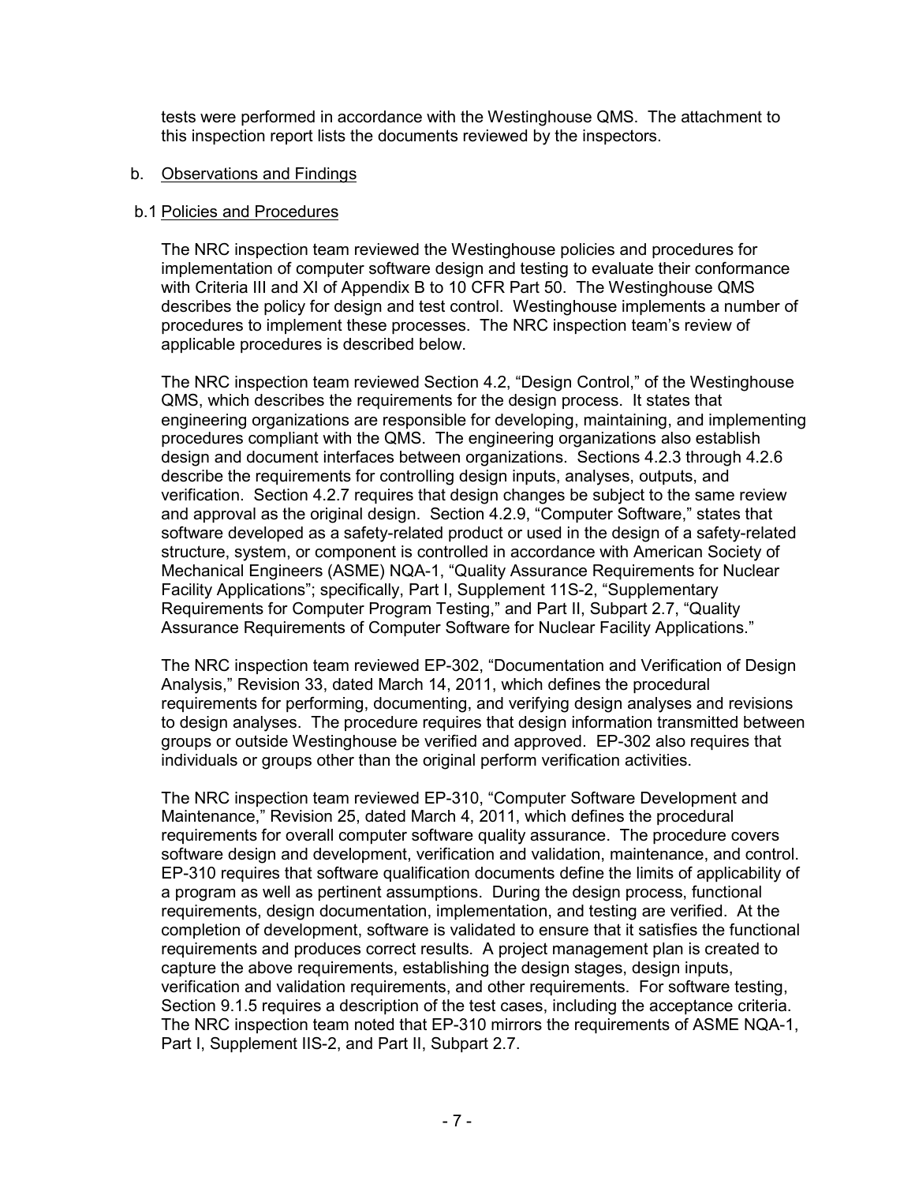tests were performed in accordance with the Westinghouse QMS. The attachment to this inspection report lists the documents reviewed by the inspectors.

b. Observations and Findings

b.1 Policies and Procedures

The NRC inspection team reviewed the Westinghouse policies and procedures for implementation of computer software design and testing to evaluate their conformance with Criteria III and XI of Appendix B to 10 CFR Part 50. The Westinghouse QMS describes the policy for design and test control. Westinghouse implements a number of procedures to implement these processes. The NRC inspection team's review of applicable procedures is described below.

The NRC inspection team reviewed Section 4.2, "Design Control," of the Westinghouse QMS, which describes the requirements for the design process. It states that engineering organizations are responsible for developing, maintaining, and implementing procedures compliant with the QMS. The engineering organizations also establish design and document interfaces between organizations. Sections 4.2.3 through 4.2.6 describe the requirements for controlling design inputs, analyses, outputs, and verification. Section 4.2.7 requires that design changes be subject to the same review and approval as the original design. Section 4.2.9, "Computer Software," states that software developed as a safety-related product or used in the design of a safety-related structure, system, or component is controlled in accordance with American Society of Mechanical Engineers (ASME) NQA-1, "Quality Assurance Requirements for Nuclear Facility Applications"; specifically, Part I, Supplement 11S-2, "Supplementary Requirements for Computer Program Testing," and Part II, Subpart 2.7, "Quality Assurance Requirements of Computer Software for Nuclear Facility Applications."

The NRC inspection team reviewed EP-302, "Documentation and Verification of Design Analysis," Revision 33, dated March 14, 2011, which defines the procedural requirements for performing, documenting, and verifying design analyses and revisions to design analyses. The procedure requires that design information transmitted between groups or outside Westinghouse be verified and approved. EP-302 also requires that individuals or groups other than the original perform verification activities.

The NRC inspection team reviewed EP-310, "Computer Software Development and Maintenance," Revision 25, dated March 4, 2011, which defines the procedural requirements for overall computer software quality assurance. The procedure covers software design and development, verification and validation, maintenance, and control. EP-310 requires that software qualification documents define the limits of applicability of a program as well as pertinent assumptions. During the design process, functional requirements, design documentation, implementation, and testing are verified. At the completion of development, software is validated to ensure that it satisfies the functional requirements and produces correct results. A project management plan is created to capture the above requirements, establishing the design stages, design inputs, verification and validation requirements, and other requirements. For software testing, Section 9.1.5 requires a description of the test cases, including the acceptance criteria. The NRC inspection team noted that EP-310 mirrors the requirements of ASME NQA-1, Part I, Supplement IIS-2, and Part II, Subpart 2.7.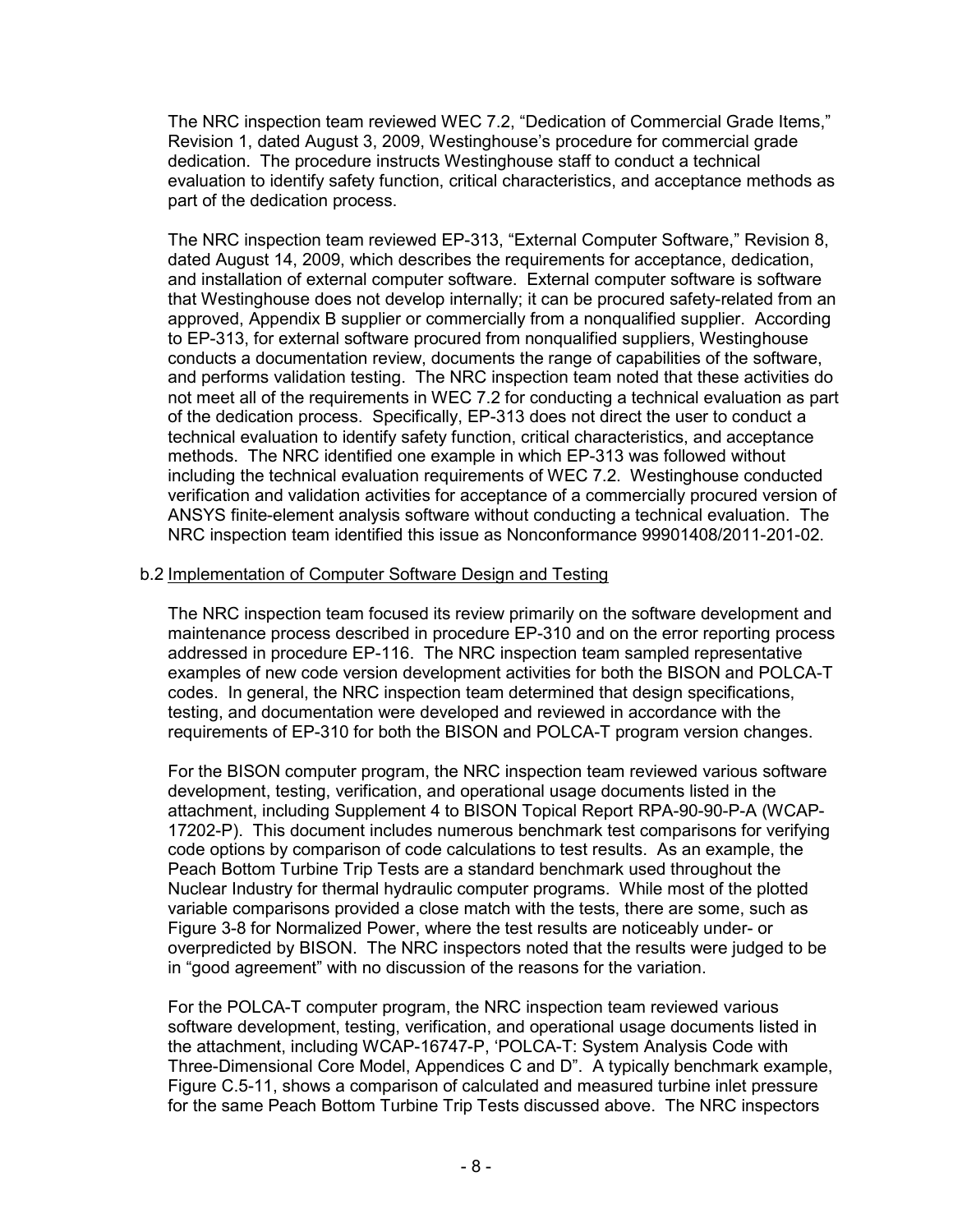The NRC inspection team reviewed WEC 7.2, "Dedication of Commercial Grade Items," Revision 1, dated August 3, 2009, Westinghouse's procedure for commercial grade dedication. The procedure instructs Westinghouse staff to conduct a technical evaluation to identify safety function, critical characteristics, and acceptance methods as part of the dedication process.

The NRC inspection team reviewed EP-313, "External Computer Software," Revision 8, dated August 14, 2009, which describes the requirements for acceptance, dedication, and installation of external computer software. External computer software is software that Westinghouse does not develop internally; it can be procured safety-related from an approved, Appendix B supplier or commercially from a nonqualified supplier. According to EP-313, for external software procured from nonqualified suppliers, Westinghouse conducts a documentation review, documents the range of capabilities of the software, and performs validation testing. The NRC inspection team noted that these activities do not meet all of the requirements in WEC 7.2 for conducting a technical evaluation as part of the dedication process. Specifically, EP-313 does not direct the user to conduct a technical evaluation to identify safety function, critical characteristics, and acceptance methods. The NRC identified one example in which EP-313 was followed without including the technical evaluation requirements of WEC 7.2. Westinghouse conducted verification and validation activities for acceptance of a commercially procured version of ANSYS finite-element analysis software without conducting a technical evaluation. The NRC inspection team identified this issue as Nonconformance 99901408/2011-201-02.

b.2 Implementation of Computer Software Design and Testing

The NRC inspection team focused its review primarily on the software development and maintenance process described in procedure EP-310 and on the error reporting process addressed in procedure EP-116. The NRC inspection team sampled representative examples of new code version development activities for both the BISON and POLCA-T codes. In general, the NRC inspection team determined that design specifications, testing, and documentation were developed and reviewed in accordance with the requirements of EP-310 for both the BISON and POLCA-T program version changes.

For the BISON computer program, the NRC inspection team reviewed various software development, testing, verification, and operational usage documents listed in the attachment, including Supplement 4 to BISON Topical Report RPA-90-90-P-A (WCAP-17202-P). This document includes numerous benchmark test comparisons for verifying code options by comparison of code calculations to test results. As an example, the Peach Bottom Turbine Trip Tests are a standard benchmark used throughout the Nuclear Industry for thermal hydraulic computer programs. While most of the plotted variable comparisons provided a close match with the tests, there are some, such as Figure 3-8 for Normalized Power, where the test results are noticeably under- or overpredicted by BISON. The NRC inspectors noted that the results were judged to be in "good agreement" with no discussion of the reasons for the variation.

For the POLCA-T computer program, the NRC inspection team reviewed various software development, testing, verification, and operational usage documents listed in the attachment, including WCAP-16747-P, 'POLCA-T: System Analysis Code with Three-Dimensional Core Model, Appendices C and D". A typically benchmark example, Figure C.5-11, shows a comparison of calculated and measured turbine inlet pressure for the same Peach Bottom Turbine Trip Tests discussed above. The NRC inspectors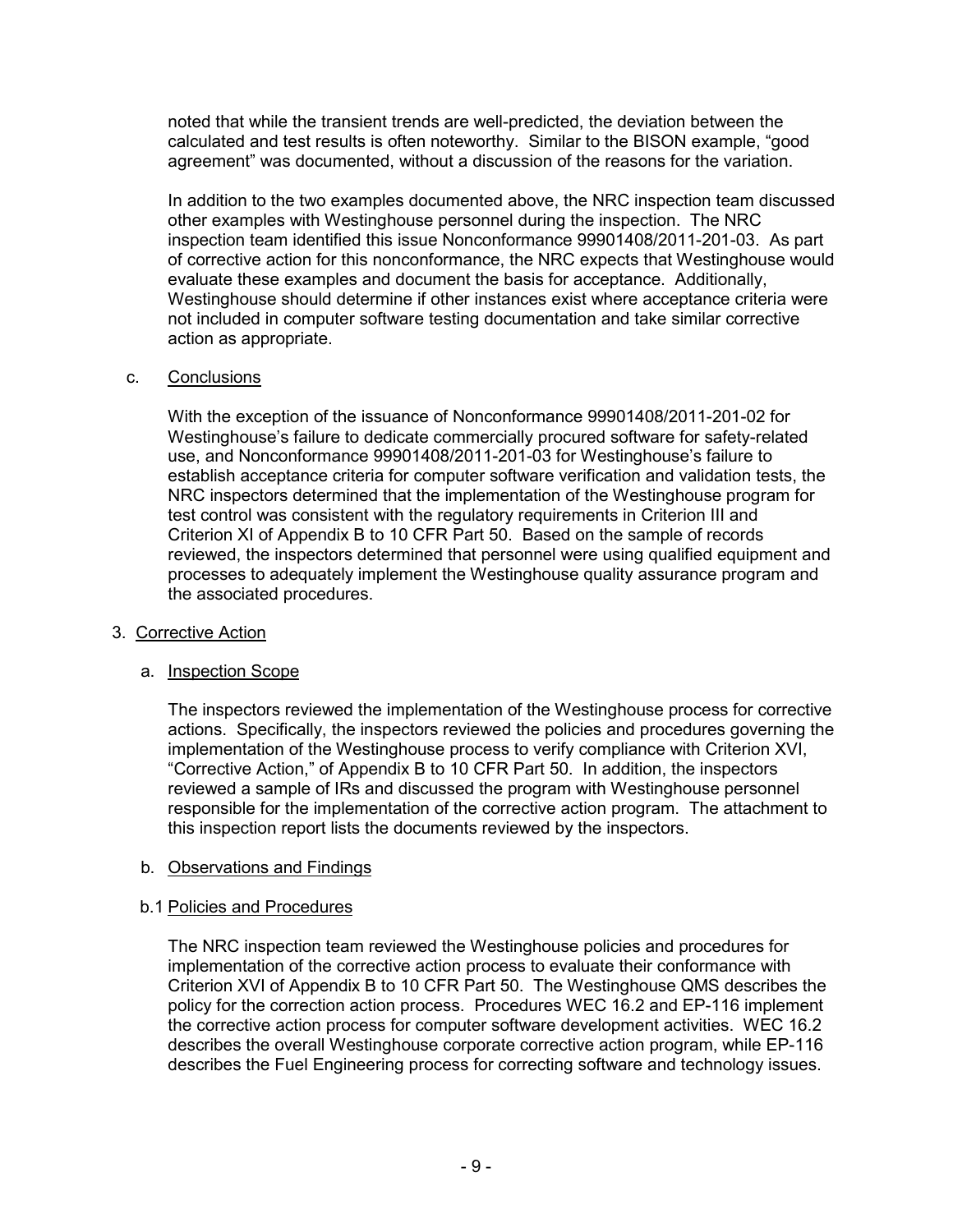noted that while the transient trends are well-predicted, the deviation between the calculated and test results is often noteworthy. Similar to the BISON example, "good agreement" was documented, without a discussion of the reasons for the variation.

In addition to the two examples documented above, the NRC inspection team discussed other examples with Westinghouse personnel during the inspection. The NRC inspection team identified this issue Nonconformance 99901408/2011-201-03. As part of corrective action for this nonconformance, the NRC expects that Westinghouse would evaluate these examples and document the basis for acceptance. Additionally, Westinghouse should determine if other instances exist where acceptance criteria were not included in computer software testing documentation and take similar corrective action as appropriate.

c. Conclusions

With the exception of the issuance of Nonconformance 99901408/2011-201-02 for Westinghouse's failure to dedicate commercially procured software for safety-related use, and Nonconformance 99901408/2011-201-03 for Westinghouse's failure to establish acceptance criteria for computer software verification and validation tests, the NRC inspectors determined that the implementation of the Westinghouse program for test control was consistent with the regulatory requirements in Criterion III and Criterion XI of Appendix B to 10 CFR Part 50. Based on the sample of records reviewed, the inspectors determined that personnel were using qualified equipment and processes to adequately implement the Westinghouse quality assurance program and the associated procedures.

## 3. Corrective Action

a. Inspection Scope

The inspectors reviewed the implementation of the Westinghouse process for corrective actions. Specifically, the inspectors reviewed the policies and procedures governing the implementation of the Westinghouse process to verify compliance with Criterion XVI, "Corrective Action," of Appendix B to 10 CFR Part 50. In addition, the inspectors reviewed a sample of IRs and discussed the program with Westinghouse personnel responsible for the implementation of the corrective action program. The attachment to this inspection report lists the documents reviewed by the inspectors.

b. Observations and Findings

b.1 Policies and Procedures

The NRC inspection team reviewed the Westinghouse policies and procedures for implementation of the corrective action process to evaluate their conformance with Criterion XVI of Appendix B to 10 CFR Part 50. The Westinghouse QMS describes the policy for the correction action process. Procedures WEC 16.2 and EP-116 implement the corrective action process for computer software development activities. WEC 16.2 describes the overall Westinghouse corporate corrective action program, while EP-116 describes the Fuel Engineering process for correcting software and technology issues.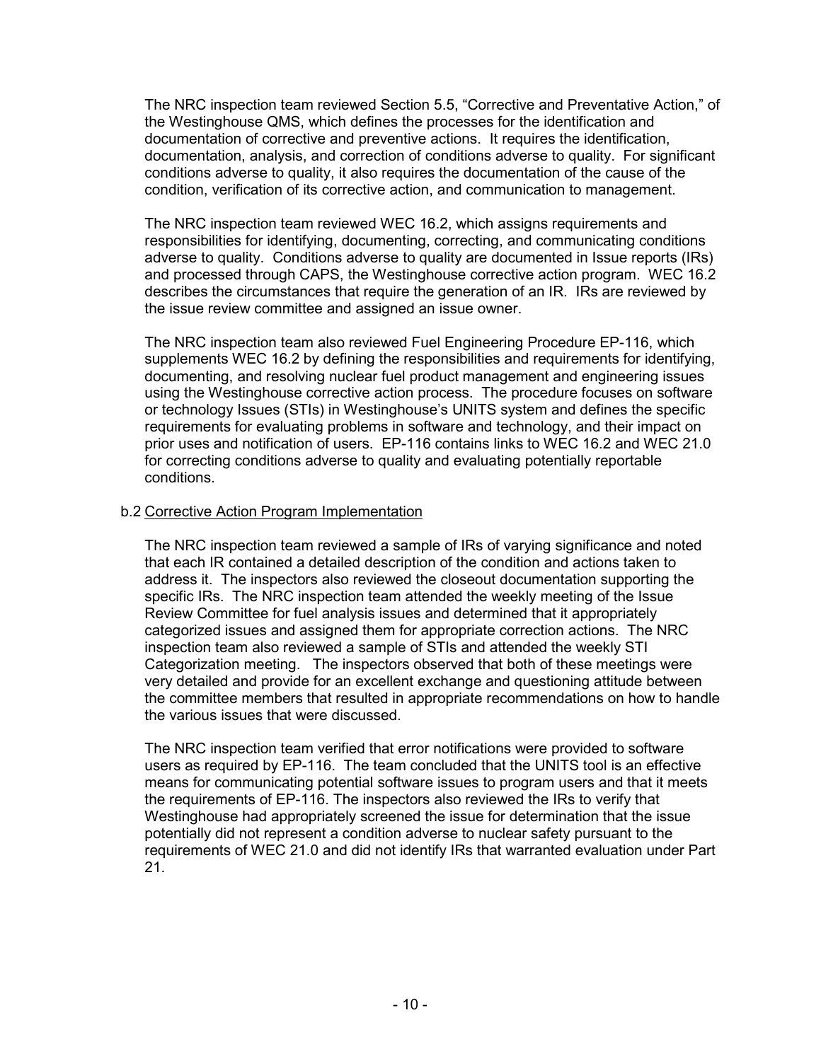The NRC inspection team reviewed Section 5.5, "Corrective and Preventative Action," of the Westinghouse QMS, which defines the processes for the identification and documentation of corrective and preventive actions. It requires the identification, documentation, analysis, and correction of conditions adverse to quality. For significant conditions adverse to quality, it also requires the documentation of the cause of the condition, verification of its corrective action, and communication to management.

The NRC inspection team reviewed WEC 16.2, which assigns requirements and responsibilities for identifying, documenting, correcting, and communicating conditions adverse to quality. Conditions adverse to quality are documented in Issue reports (IRs) and processed through CAPS, the Westinghouse corrective action program. WEC 16.2 describes the circumstances that require the generation of an IR. IRs are reviewed by the issue review committee and assigned an issue owner.

The NRC inspection team also reviewed Fuel Engineering Procedure EP-116, which supplements WEC 16.2 by defining the responsibilities and requirements for identifying, documenting, and resolving nuclear fuel product management and engineering issues using the Westinghouse corrective action process. The procedure focuses on software or technology Issues (STIs) in Westinghouse's UNITS system and defines the specific requirements for evaluating problems in software and technology, and their impact on prior uses and notification of users. EP-116 contains links to WEC 16.2 and WEC 21.0 for correcting conditions adverse to quality and evaluating potentially reportable conditions.

b.2 Corrective Action Program Implementation

The NRC inspection team reviewed a sample of IRs of varying significance and noted that each IR contained a detailed description of the condition and actions taken to address it. The inspectors also reviewed the closeout documentation supporting the specific IRs. The NRC inspection team attended the weekly meeting of the Issue Review Committee for fuel analysis issues and determined that it appropriately categorized issues and assigned them for appropriate correction actions. The NRC inspection team also reviewed a sample of STIs and attended the weekly STI Categorization meeting. The inspectors observed that both of these meetings were very detailed and provide for an excellent exchange and questioning attitude between the committee members that resulted in appropriate recommendations on how to handle the various issues that were discussed.

The NRC inspection team verified that error notifications were provided to software users as required by EP-116. The team concluded that the UNITS tool is an effective means for communicating potential software issues to program users and that it meets the requirements of EP-116. The inspectors also reviewed the IRs to verify that Westinghouse had appropriately screened the issue for determination that the issue potentially did not represent a condition adverse to nuclear safety pursuant to the requirements of WEC 21.0 and did not identify IRs that warranted evaluation under Part 21.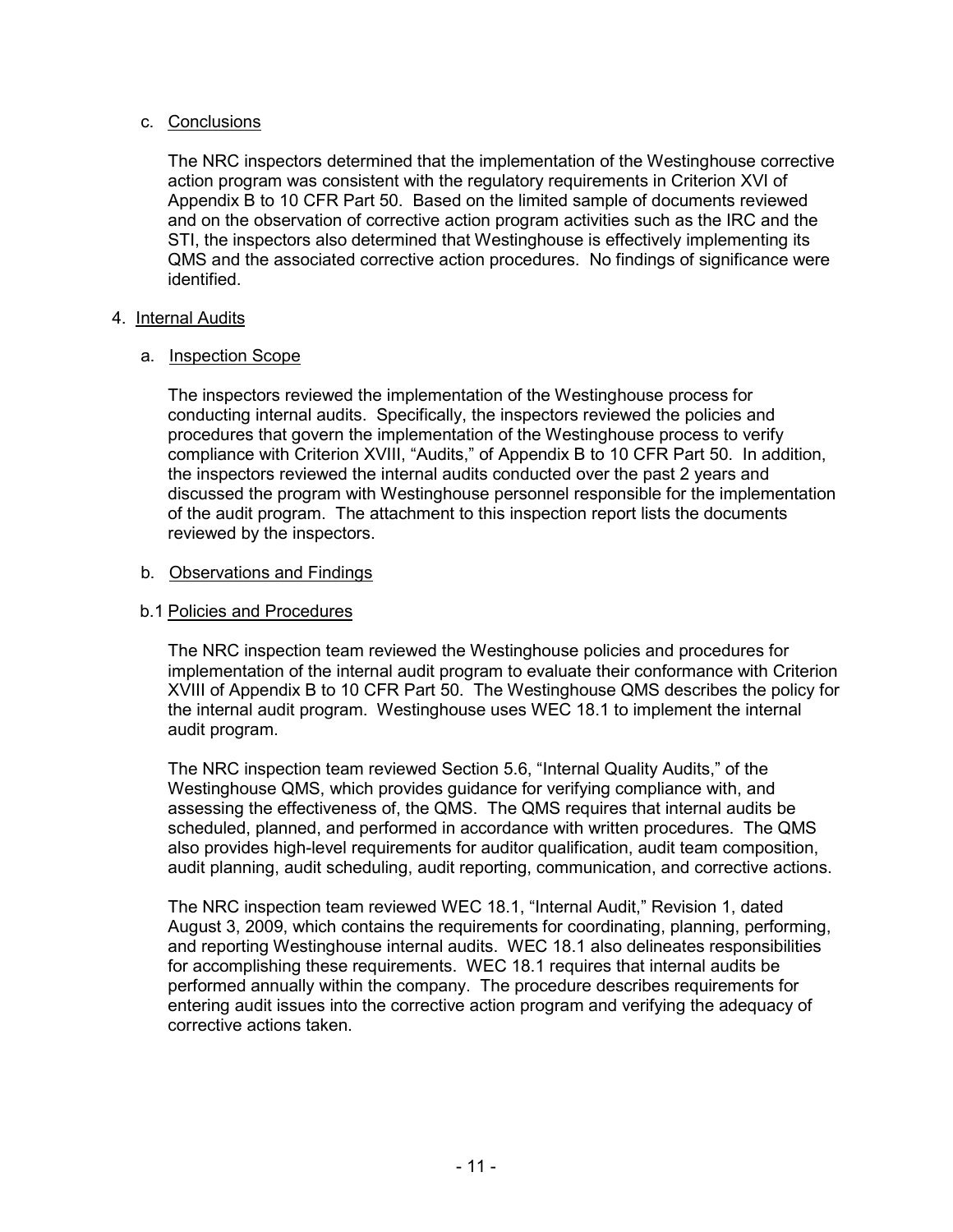c. Conclusions

The NRC inspectors determined that the implementation of the Westinghouse corrective action program was consistent with the regulatory requirements in Criterion XVI of Appendix B to 10 CFR Part 50. Based on the limited sample of documents reviewed and on the observation of corrective action program activities such as the IRC and the STI, the inspectors also determined that Westinghouse is effectively implementing its QMS and the associated corrective action procedures. No findings of significance were identified.

4. Internal Audits

a. Inspection Scope

The inspectors reviewed the implementation of the Westinghouse process for conducting internal audits. Specifically, the inspectors reviewed the policies and procedures that govern the implementation of the Westinghouse process to verify compliance with Criterion XVIII, "Audits," of Appendix B to 10 CFR Part 50. In addition, the inspectors reviewed the internal audits conducted over the past 2 years and discussed the program with Westinghouse personnel responsible for the implementation of the audit program. The attachment to this inspection report lists the documents reviewed by the inspectors.

b. Observations and Findings

b.1 Policies and Procedures

The NRC inspection team reviewed the Westinghouse policies and procedures for implementation of the internal audit program to evaluate their conformance with Criterion XVIII of Appendix B to 10 CFR Part 50. The Westinghouse QMS describes the policy for the internal audit program. Westinghouse uses WEC 18.1 to implement the internal audit program.

The NRC inspection team reviewed Section 5.6, "Internal Quality Audits," of the Westinghouse QMS, which provides guidance for verifying compliance with, and assessing the effectiveness of, the QMS. The QMS requires that internal audits be scheduled, planned, and performed in accordance with written procedures. The QMS also provides high-level requirements for auditor qualification, audit team composition, audit planning, audit scheduling, audit reporting, communication, and corrective actions.

The NRC inspection team reviewed WEC 18.1, "Internal Audit," Revision 1, dated August 3, 2009, which contains the requirements for coordinating, planning, performing, and reporting Westinghouse internal audits. WEC 18.1 also delineates responsibilities for accomplishing these requirements. WEC 18.1 requires that internal audits be performed annually within the company. The procedure describes requirements for entering audit issues into the corrective action program and verifying the adequacy of corrective actions taken.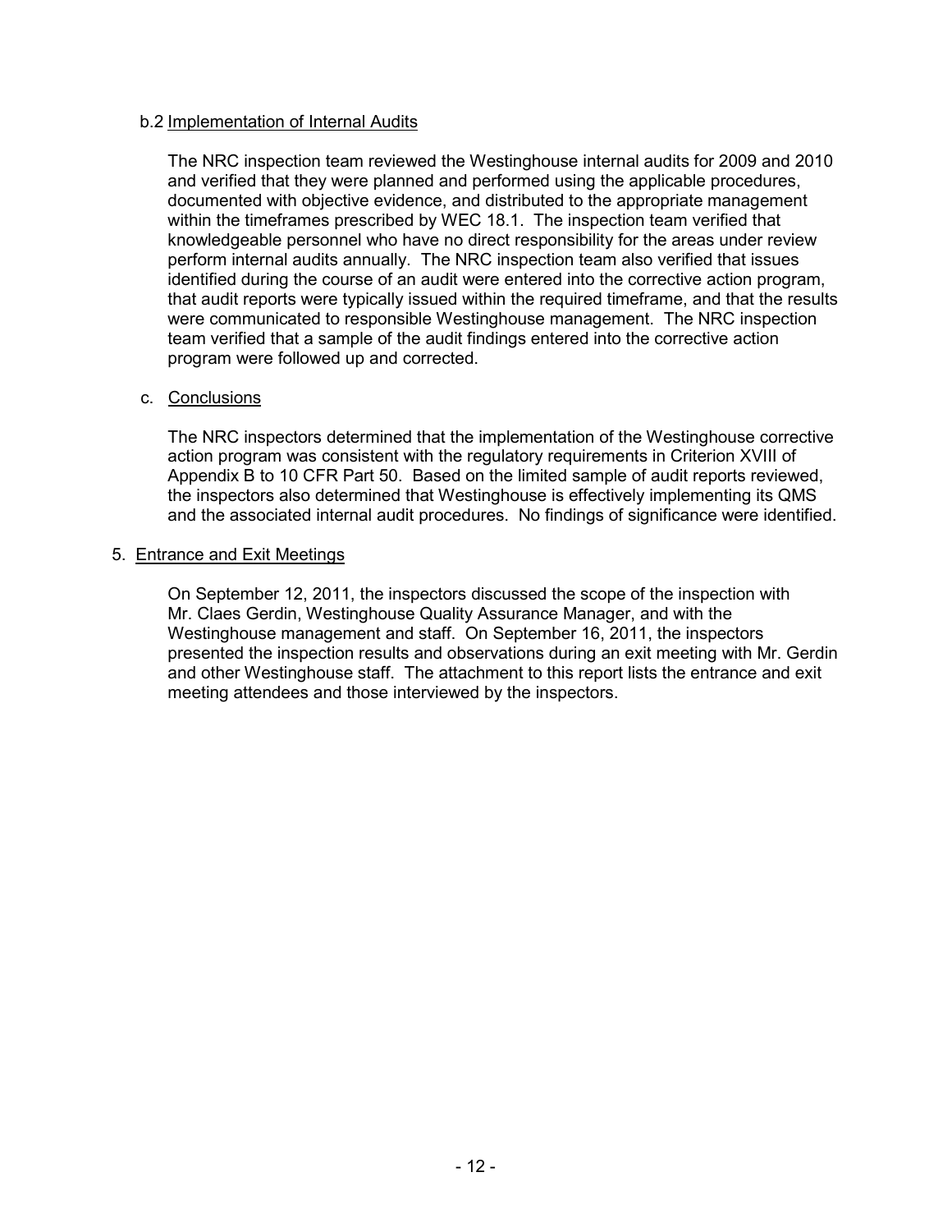b.2 Implementation of Internal Audits

The NRC inspection team reviewed the Westinghouse internal audits for 2009 and 2010 and verified that they were planned and performed using the applicable procedures, documented with objective evidence, and distributed to the appropriate management within the timeframes prescribed by WEC 18.1. The inspection team verified that knowledgeable personnel who have no direct responsibility for the areas under review perform internal audits annually. The NRC inspection team also verified that issues identified during the course of an audit were entered into the corrective action program, that audit reports were typically issued within the required timeframe, and that the results were communicated to responsible Westinghouse management. The NRC inspection team verified that a sample of the audit findings entered into the corrective action program were followed up and corrected.

c. Conclusions

The NRC inspectors determined that the implementation of the Westinghouse corrective action program was consistent with the regulatory requirements in Criterion XVIII of Appendix B to 10 CFR Part 50. Based on the limited sample of audit reports reviewed, the inspectors also determined that Westinghouse is effectively implementing its QMS and the associated internal audit procedures. No findings of significance were identified.

5. Entrance and Exit Meetings

On September 12, 2011, the inspectors discussed the scope of the inspection with Mr. Claes Gerdin, Westinghouse Quality Assurance Manager, and with the Westinghouse management and staff. On September 16, 2011, the inspectors presented the inspection results and observations during an exit meeting with Mr. Gerdin and other Westinghouse staff. The attachment to this report lists the entrance and exit meeting attendees and those interviewed by the inspectors.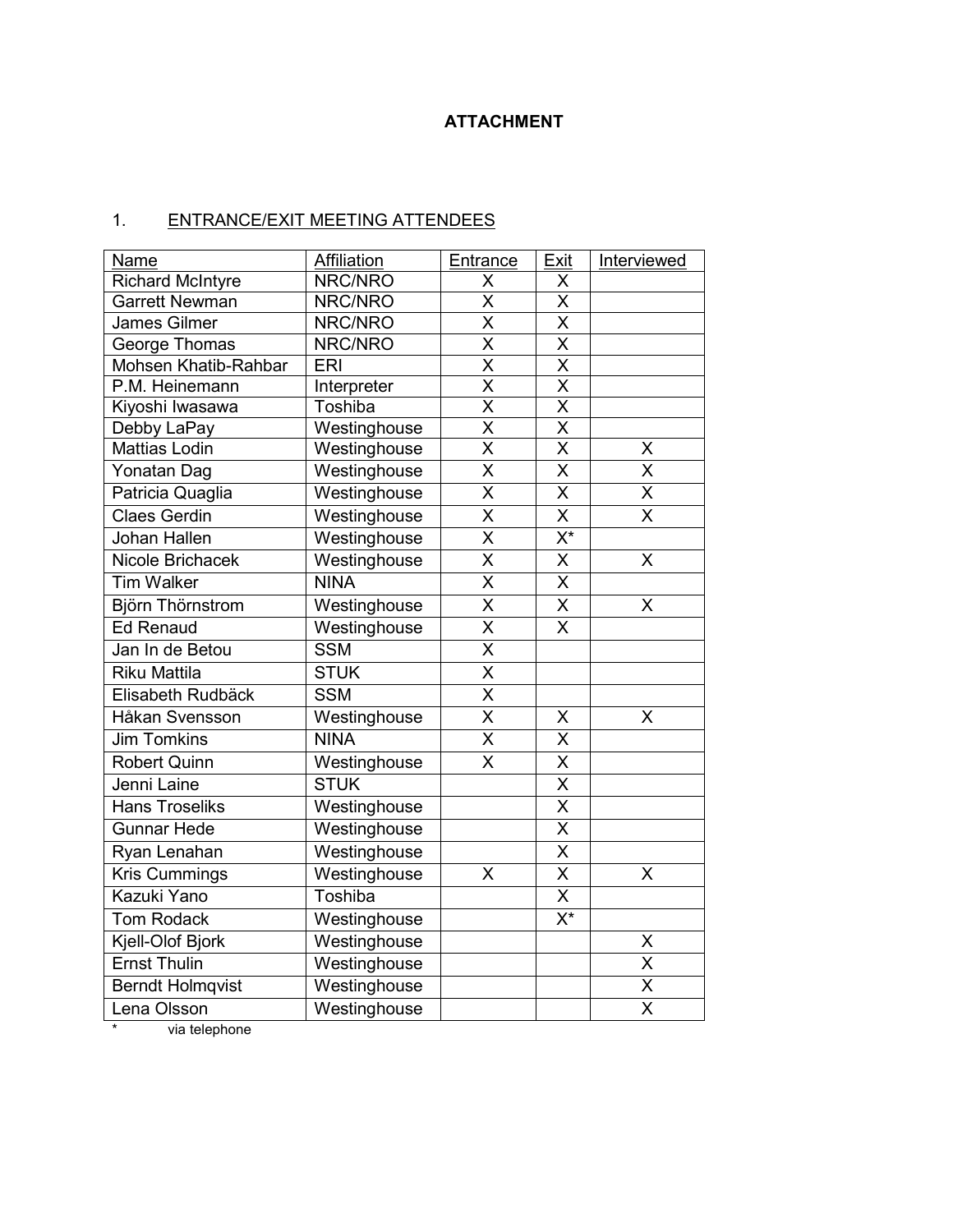**ATTACHMENT**

1. ENTRANCE/EXIT MEETING ATTENDEES

| Name | Affiliation | Entrance | Exit | Interviewed |
|---|---|---|---|---|
| Richard McIntyre | NRC/NRO | X | X | |
| Garrett Newman | NRC/NRO | X | X | |
| James Gilmer | NRC/NRO | X | X | |
| George Thomas | NRC/NRO | X | X | |
| Mohsen Khatib-Rahbar | ERI | X | X | |
| P.M. Heinemann | Interpreter | X | X | |
| Kiyoshi Iwasawa | Toshiba | X | X | |
| Debby LaPay | Westinghouse | X | X | |
| Mattias Lodin | Westinghouse | X | X | X |
| Yonatan Dag | Westinghouse | X | X | X |
| Patricia Quaglia | Westinghouse | X | X | X |
| Claes Gerdin | Westinghouse | X | X | X |
| Johan Hallen | Westinghouse | X | X* | |
| Nicole Brichacek | Westinghouse | X | X | X |
| Tim Walker | NINA | X | X | |
| Björn Thörnstrom | Westinghouse | X | X | X |
| Ed Renaud | Westinghouse | X | X | |
| Jan In de Betou | SSM | X | | |
| Riku Mattila | STUK | X | | |
| Elisabeth Rudbäck | SSM | X | | |
| Håkan Svensson | Westinghouse | X | X | X |
| Jim Tomkins | NINA | X | X | |
| Robert Quinn | Westinghouse | X | X | |
| Jenni Laine | STUK | | X | |
| Hans Troseliks | Westinghouse | | X | |
| Gunnar Hede | Westinghouse | | X | |
| Ryan Lenahan | Westinghouse | | X | |
| Kris Cummings | Westinghouse | X | X | X |
| Kazuki Yano | Toshiba | | X | |
| Tom Rodack | Westinghouse | | X* | |
| Kjell-Olof Bjork | Westinghouse | | | X |
| Ernst Thulin | Westinghouse | | | X |
| Berndt Holmqvist | Westinghouse | | | X |
| Lena Olsson | Westinghouse | | | X |

\* via telephone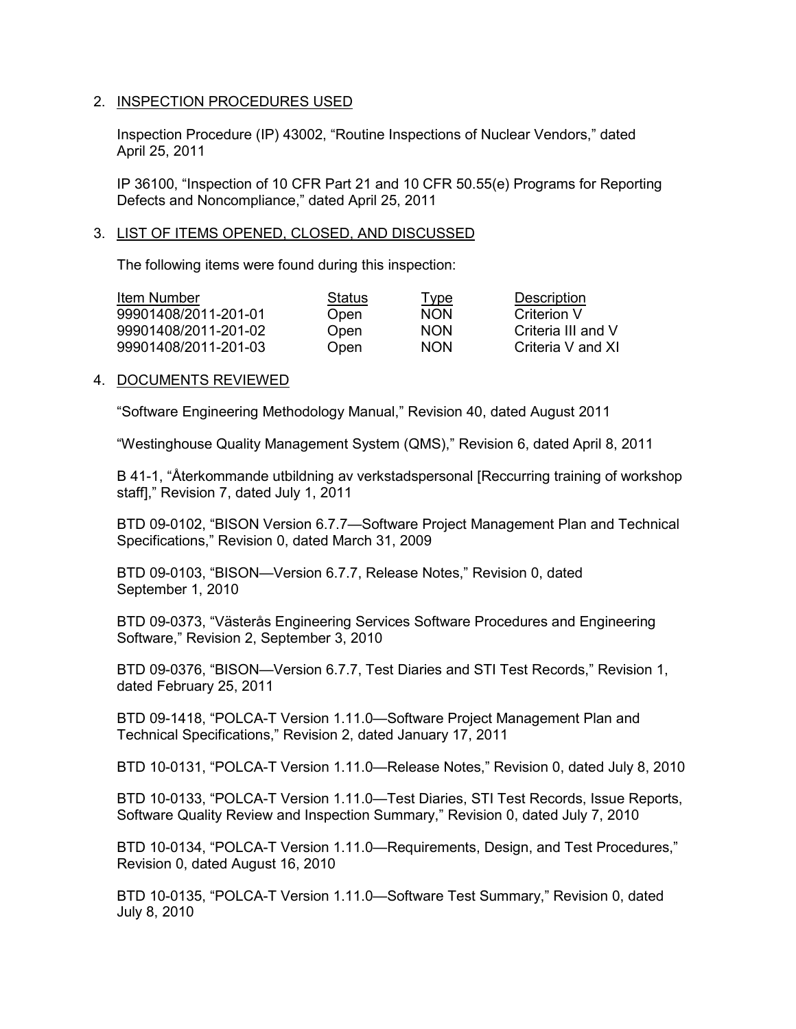## 2. INSPECTION PROCEDURES USED

Inspection Procedure (IP) 43002, "Routine Inspections of Nuclear Vendors," dated April 25, 2011

IP 36100, "Inspection of 10 CFR Part 21 and 10 CFR 50.55(e) Programs for Reporting Defects and Noncompliance," dated April 25, 2011

## 3. LIST OF ITEMS OPENED, CLOSED, AND DISCUSSED

The following items were found during this inspection:

| Item Number | Status | Type | Description |
|---|---|---|---|
| 99901408/2011-201-01 | Open | NON | Criterion V |
| 99901408/2011-201-02 | Open | NON | Criteria III and V |
| 99901408/2011-201-03 | Open | NON | Criteria V and XI |

## 4. DOCUMENTS REVIEWED

"Software Engineering Methodology Manual," Revision 40, dated August 2011

"Westinghouse Quality Management System (QMS)," Revision 6, dated April 8, 2011

B 41-1, "Återkommande utbildning av verkstadspersonal [Reccurring training of workshop staff]," Revision 7, dated July 1, 2011

BTD 09-0102, "BISON Version 6.7.7—Software Project Management Plan and Technical Specifications," Revision 0, dated March 31, 2009

BTD 09-0103, "BISON—Version 6.7.7, Release Notes," Revision 0, dated September 1, 2010

BTD 09-0373, "Västerås Engineering Services Software Procedures and Engineering Software," Revision 2, September 3, 2010

BTD 09-0376, "BISON—Version 6.7.7, Test Diaries and STI Test Records," Revision 1, dated February 25, 2011

BTD 09-1418, "POLCA-T Version 1.11.0—Software Project Management Plan and Technical Specifications," Revision 2, dated January 17, 2011

BTD 10-0131, "POLCA-T Version 1.11.0—Release Notes," Revision 0, dated July 8, 2010

BTD 10-0133, "POLCA-T Version 1.11.0—Test Diaries, STI Test Records, Issue Reports, Software Quality Review and Inspection Summary," Revision 0, dated July 7, 2010

BTD 10-0134, "POLCA-T Version 1.11.0—Requirements, Design, and Test Procedures," Revision 0, dated August 16, 2010

BTD 10-0135, "POLCA-T Version 1.11.0—Software Test Summary," Revision 0, dated July 8, 2010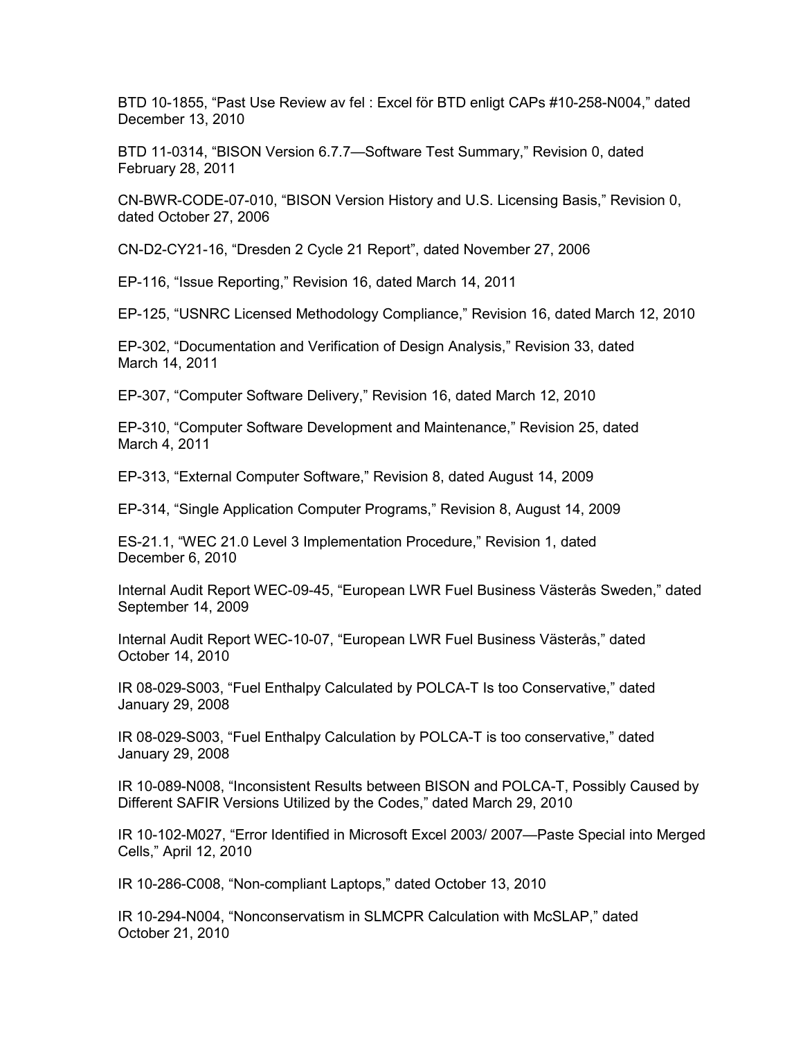BTD 10-1855, “Past Use Review av fel : Excel för BTD enligt CAPs #10-258-N004,” dated December 13, 2010

BTD 11-0314, “BISON Version 6.7.7—Software Test Summary,” Revision 0, dated February 28, 2011

CN-BWR-CODE-07-010, “BISON Version History and U.S. Licensing Basis,” Revision 0, dated October 27, 2006

CN-D2-CY21-16, “Dresden 2 Cycle 21 Report”, dated November 27, 2006

EP-116, “Issue Reporting,” Revision 16, dated March 14, 2011

EP-125, “USNRC Licensed Methodology Compliance,” Revision 16, dated March 12, 2010

EP-302, “Documentation and Verification of Design Analysis,” Revision 33, dated March 14, 2011

EP-307, “Computer Software Delivery,” Revision 16, dated March 12, 2010

EP-310, “Computer Software Development and Maintenance,” Revision 25, dated March 4, 2011

EP-313, “External Computer Software,” Revision 8, dated August 14, 2009

EP-314, “Single Application Computer Programs,” Revision 8, August 14, 2009

ES-21.1, “WEC 21.0 Level 3 Implementation Procedure,” Revision 1, dated December 6, 2010

Internal Audit Report WEC-09-45, “European LWR Fuel Business Västerås Sweden,” dated September 14, 2009

Internal Audit Report WEC-10-07, “European LWR Fuel Business Västerås,” dated October 14, 2010

IR 08-029-S003, “Fuel Enthalpy Calculated by POLCA-T Is too Conservative,” dated January 29, 2008

IR 08-029-S003, “Fuel Enthalpy Calculation by POLCA-T is too conservative,” dated January 29, 2008

IR 10-089-N008, “Inconsistent Results between BISON and POLCA-T, Possibly Caused by Different SAFIR Versions Utilized by the Codes,” dated March 29, 2010

IR 10-102-M027, “Error Identified in Microsoft Excel 2003/ 2007—Paste Special into Merged Cells,” April 12, 2010

IR 10-286-C008, “Non-compliant Laptops,” dated October 13, 2010

IR 10-294-N004, “Nonconservatism in SLMCPR Calculation with McSLAP,” dated October 21, 2010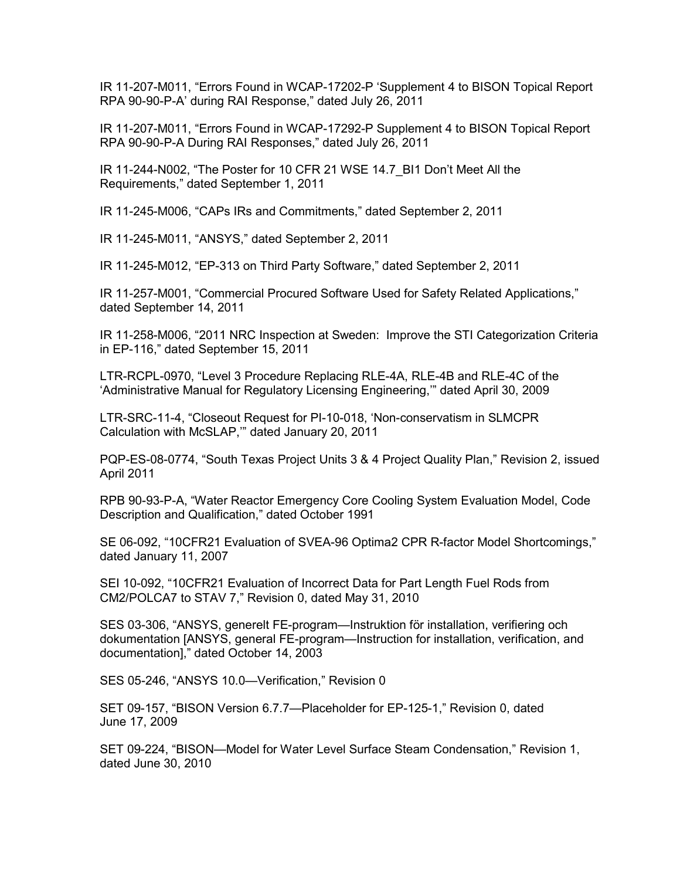IR 11-207-M011, “Errors Found in WCAP-17202-P ‘Supplement 4 to BISON Topical Report RPA 90-90-P-A’ during RAI Response,” dated July 26, 2011

IR 11-207-M011, “Errors Found in WCAP-17292-P Supplement 4 to BISON Topical Report RPA 90-90-P-A During RAI Responses,” dated July 26, 2011

IR 11-244-N002, “The Poster for 10 CFR 21 WSE 14.7_BI1 Don’t Meet All the Requirements,” dated September 1, 2011

IR 11-245-M006, “CAPs IRs and Commitments,” dated September 2, 2011

IR 11-245-M011, “ANSYS,” dated September 2, 2011

IR 11-245-M012, “EP-313 on Third Party Software,” dated September 2, 2011

IR 11-257-M001, “Commercial Procured Software Used for Safety Related Applications,” dated September 14, 2011

IR 11-258-M006, “2011 NRC Inspection at Sweden: Improve the STI Categorization Criteria in EP-116,” dated September 15, 2011

LTR-RCPL-0970, “Level 3 Procedure Replacing RLE-4A, RLE-4B and RLE-4C of the ‘Administrative Manual for Regulatory Licensing Engineering,’” dated April 30, 2009

LTR-SRC-11-4, “Closeout Request for PI-10-018, ‘Non-conservatism in SLMCPR Calculation with McSLAP,’” dated January 20, 2011

PQP-ES-08-0774, “South Texas Project Units 3 & 4 Project Quality Plan,” Revision 2, issued April 2011

RPB 90-93-P-A, “Water Reactor Emergency Core Cooling System Evaluation Model, Code Description and Qualification,” dated October 1991

SE 06-092, “10CFR21 Evaluation of SVEA-96 Optima2 CPR R-factor Model Shortcomings,” dated January 11, 2007

SEI 10-092, “10CFR21 Evaluation of Incorrect Data for Part Length Fuel Rods from CM2/POLCA7 to STAV 7,” Revision 0, dated May 31, 2010

SES 03-306, “ANSYS, generelt FE-program—Instruktion för installation, verifiering och dokumentation [ANSYS, general FE-program—Instruction for installation, verification, and documentation],” dated October 14, 2003

SES 05-246, “ANSYS 10.0—Verification,” Revision 0

SET 09-157, “BISON Version 6.7.7—Placeholder for EP-125-1,” Revision 0, dated June 17, 2009

SET 09-224, “BISON—Model for Water Level Surface Steam Condensation,” Revision 1, dated June 30, 2010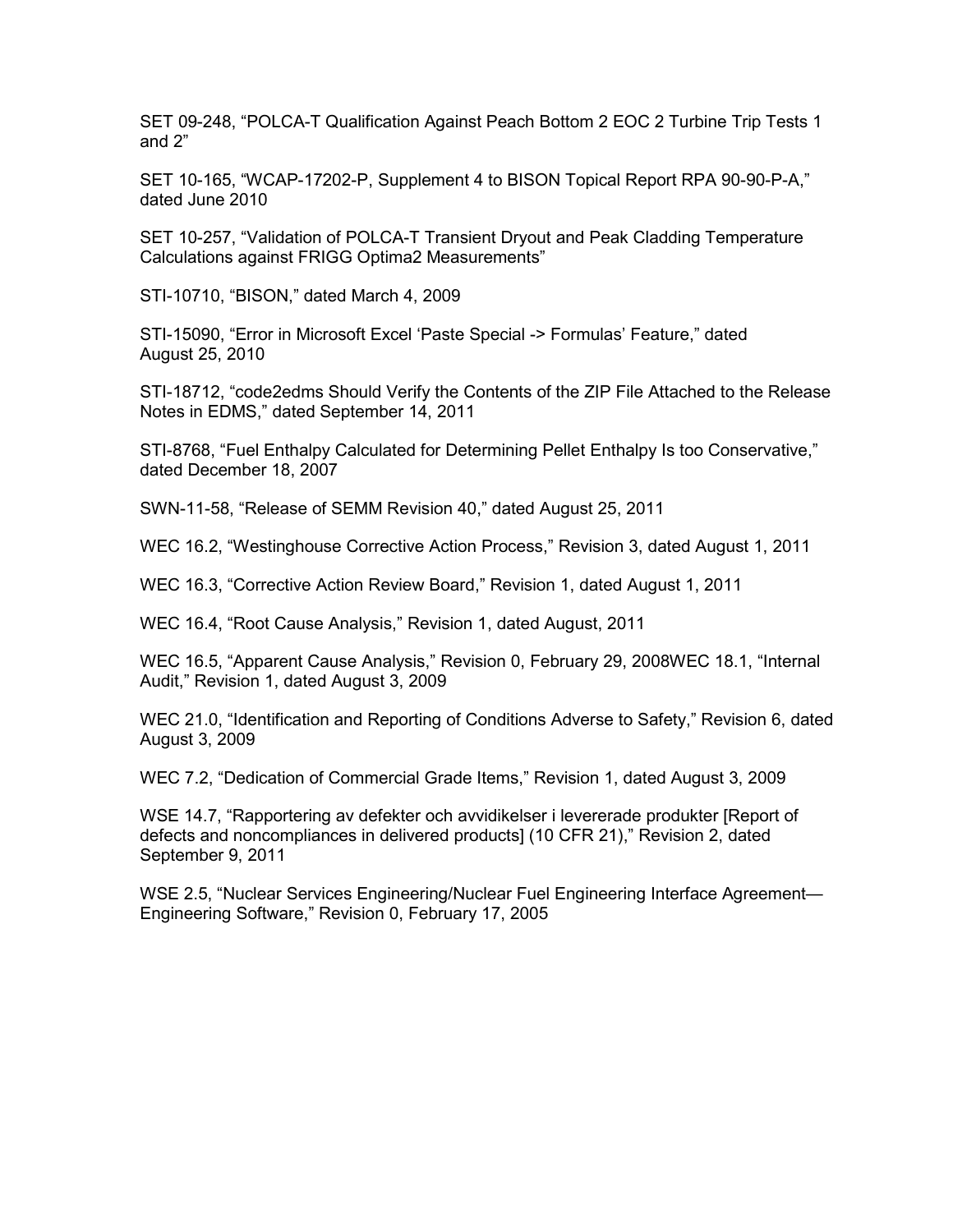SET 09-248, “POLCA-T Qualification Against Peach Bottom 2 EOC 2 Turbine Trip Tests 1 and 2”

SET 10-165, “WCAP-17202-P, Supplement 4 to BISON Topical Report RPA 90-90-P-A,” dated June 2010

SET 10-257, “Validation of POLCA-T Transient Dryout and Peak Cladding Temperature Calculations against FRIGG Optima2 Measurements”

STI-10710, “BISON,” dated March 4, 2009

STI-15090, “Error in Microsoft Excel ‘Paste Special -> Formulas’ Feature,” dated August 25, 2010

STI-18712, “code2edms Should Verify the Contents of the ZIP File Attached to the Release Notes in EDMS,” dated September 14, 2011

STI-8768, “Fuel Enthalpy Calculated for Determining Pellet Enthalpy Is too Conservative,” dated December 18, 2007

SWN-11-58, “Release of SEMM Revision 40,” dated August 25, 2011

WEC 16.2, “Westinghouse Corrective Action Process,” Revision 3, dated August 1, 2011

WEC 16.3, “Corrective Action Review Board,” Revision 1, dated August 1, 2011

WEC 16.4, “Root Cause Analysis,” Revision 1, dated August, 2011

WEC 16.5, “Apparent Cause Analysis,” Revision 0, February 29, 2008WEC 18.1, “Internal Audit,” Revision 1, dated August 3, 2009

WEC 21.0, “Identification and Reporting of Conditions Adverse to Safety,” Revision 6, dated August 3, 2009

WEC 7.2, “Dedication of Commercial Grade Items,” Revision 1, dated August 3, 2009

WSE 14.7, “Rapportering av defekter och avvidikelser i levererade produkter [Report of defects and noncompliances in delivered products] (10 CFR 21),” Revision 2, dated September 9, 2011

WSE 2.5, “Nuclear Services Engineering/Nuclear Fuel Engineering Interface Agreement—Engineering Software,” Revision 0, February 17, 2005